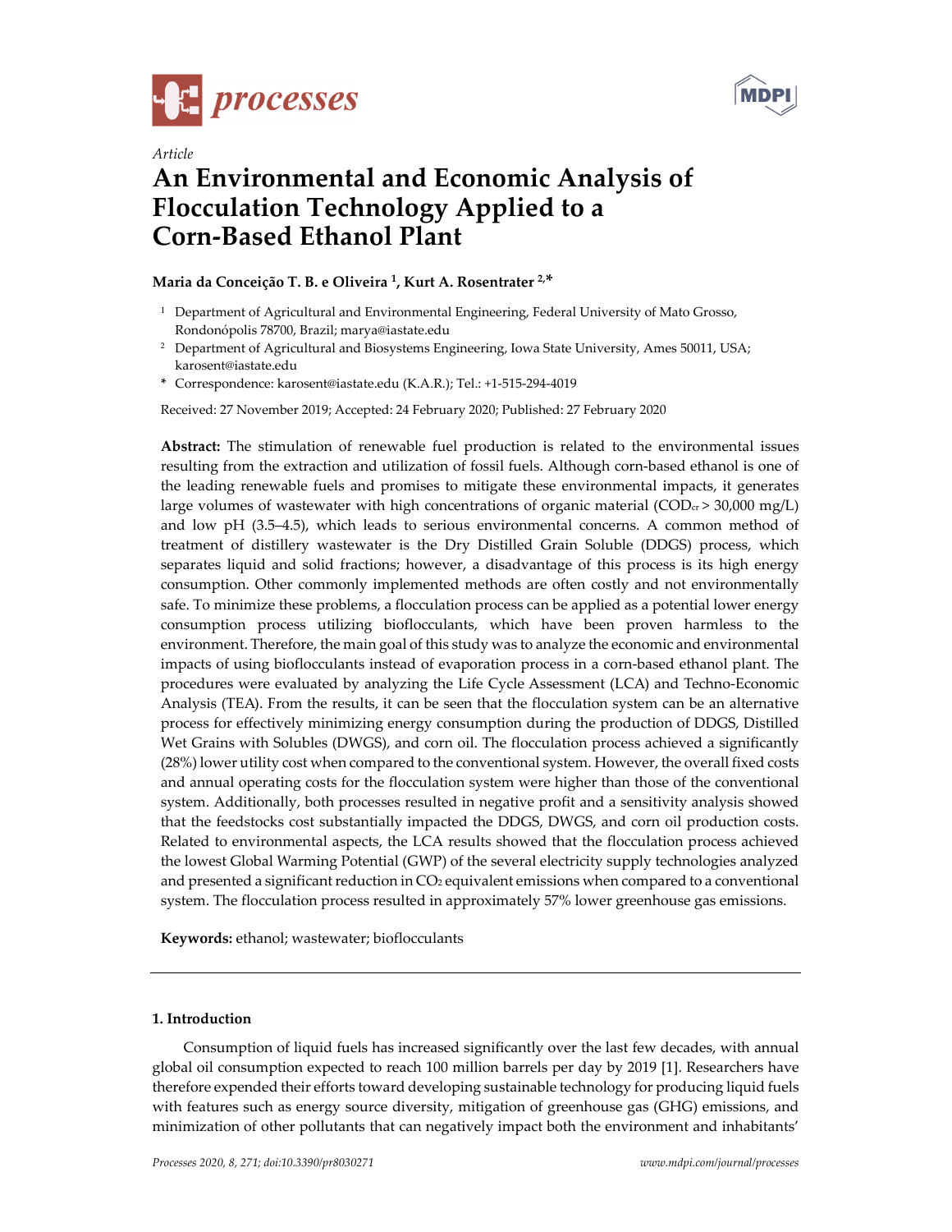Article

# An Environmental and Economic Analysis of Flocculation Technology Applied to a Corn-Based Ethanol Plant

**Maria da Conceição T. B. e Oliveira [1], Kurt A. Rosentrater [2,*]**

[1] Department of Agricultural and Environmental Engineering, Federal University of Mato Grosso, Rondonópolis 78700, Brazil; marya@iastate.edu

[2] Department of Agricultural and Biosystems Engineering, Iowa State University, Ames 50011, USA; karosent@iastate.edu

* Correspondence: karosent@iastate.edu (K.A.R.); Tel.: +1-515-294-4019

Received: 27 November 2019; Accepted: 24 February 2020; Published: 27 February 2020

**Abstract:** The stimulation of renewable fuel production is related to the environmental issues resulting from the extraction and utilization of fossil fuels. Although corn-based ethanol is one of the leading renewable fuels and promises to mitigate these environmental impacts, it generates large volumes of wastewater with high concentrations of organic material ($COD_{cr}$ > 30,000 mg/L) and low pH (3.5–4.5), which leads to serious environmental concerns. A common method of treatment of distillery wastewater is the Dry Distilled Grain Soluble (DDGS) process, which separates liquid and solid fractions; however, a disadvantage of this process is its high energy consumption. Other commonly implemented methods are often costly and not environmentally safe. To minimize these problems, a flocculation process can be applied as a potential lower energy consumption process utilizing bioflocculants, which have been proven harmless to the environment. Therefore, the main goal of this study was to analyze the economic and environmental impacts of using bioflocculants instead of evaporation process in a corn-based ethanol plant. The procedures were evaluated by analyzing the Life Cycle Assessment (LCA) and Techno-Economic Analysis (TEA). From the results, it can be seen that the flocculation system can be an alternative process for effectively minimizing energy consumption during the production of DDGS, Distilled Wet Grains with Solubles (DWGS), and corn oil. The flocculation process achieved a significantly (28%) lower utility cost when compared to the conventional system. However, the overall fixed costs and annual operating costs for the flocculation system were higher than those of the conventional system. Additionally, both processes resulted in negative profit and a sensitivity analysis showed that the feedstocks cost substantially impacted the DDGS, DWGS, and corn oil production costs. Related to environmental aspects, the LCA results showed that the flocculation process achieved the lowest Global Warming Potential (GWP) of the several electricity supply technologies analyzed and presented a significant reduction in $CO_2$ equivalent emissions when compared to a conventional system. The flocculation process resulted in approximately 57% lower greenhouse gas emissions.

**Keywords:** ethanol; wastewater; bioflocculants

## 1. Introduction

Consumption of liquid fuels has increased significantly over the last few decades, with annual global oil consumption expected to reach 100 million barrels per day by 2019 [1]. Researchers have therefore expended their efforts toward developing sustainable technology for producing liquid fuels with features such as energy source diversity, mitigation of greenhouse gas (GHG) emissions, and minimization of other pollutants that can negatively impact both the environment and inhabitants'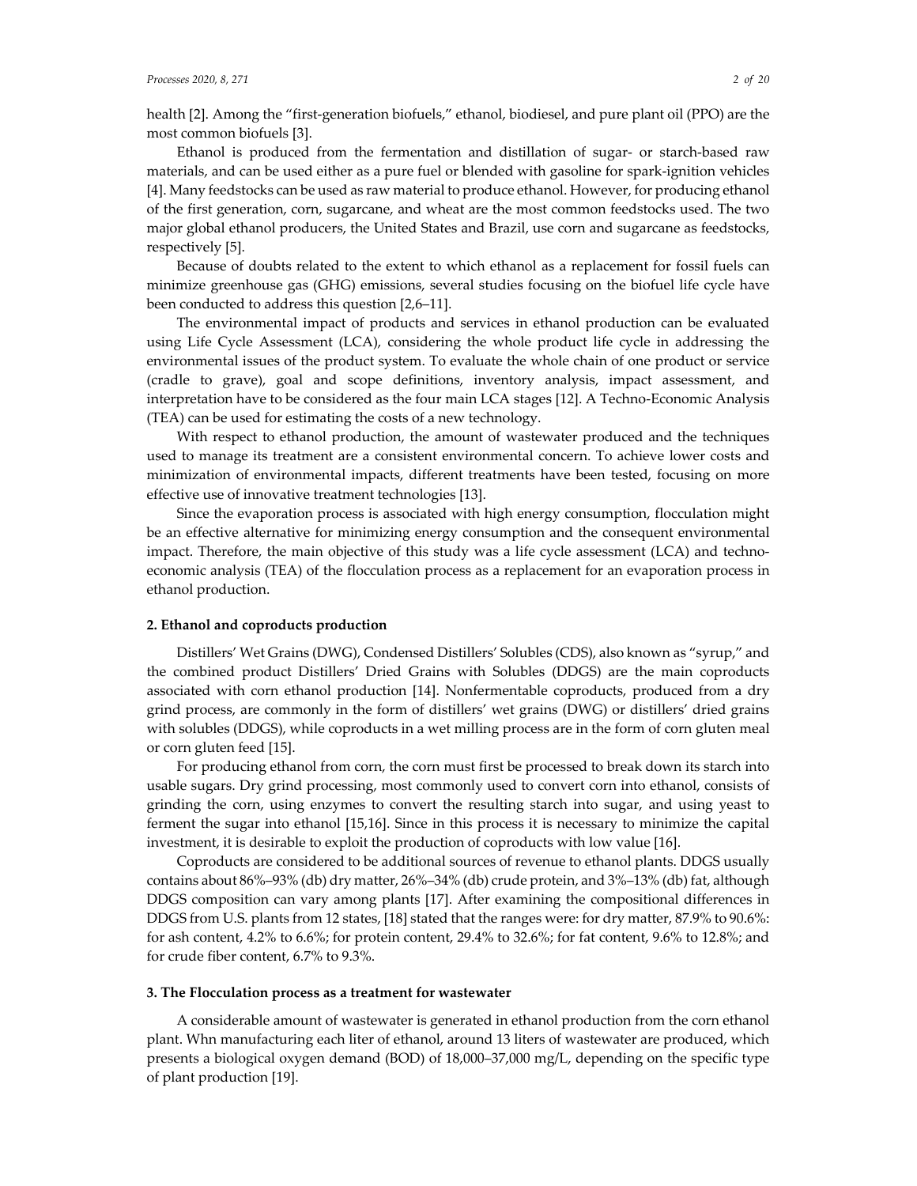health [2]. Among the "first-generation biofuels," ethanol, biodiesel, and pure plant oil (PPO) are the most common biofuels [3].

Ethanol is produced from the fermentation and distillation of sugar- or starch-based raw materials, and can be used either as a pure fuel or blended with gasoline for spark-ignition vehicles [4]. Many feedstocks can be used as raw material to produce ethanol. However, for producing ethanol of the first generation, corn, sugarcane, and wheat are the most common feedstocks used. The two major global ethanol producers, the United States and Brazil, use corn and sugarcane as feedstocks, respectively [5].

Because of doubts related to the extent to which ethanol as a replacement for fossil fuels can minimize greenhouse gas (GHG) emissions, several studies focusing on the biofuel life cycle have been conducted to address this question [2,6–11].

The environmental impact of products and services in ethanol production can be evaluated using Life Cycle Assessment (LCA), considering the whole product life cycle in addressing the environmental issues of the product system. To evaluate the whole chain of one product or service (cradle to grave), goal and scope definitions, inventory analysis, impact assessment, and interpretation have to be considered as the four main LCA stages [12]. A Techno-Economic Analysis (TEA) can be used for estimating the costs of a new technology.

With respect to ethanol production, the amount of wastewater produced and the techniques used to manage its treatment are a consistent environmental concern. To achieve lower costs and minimization of environmental impacts, different treatments have been tested, focusing on more effective use of innovative treatment technologies [13].

Since the evaporation process is associated with high energy consumption, flocculation might be an effective alternative for minimizing energy consumption and the consequent environmental impact. Therefore, the main objective of this study was a life cycle assessment (LCA) and techno-economic analysis (TEA) of the flocculation process as a replacement for an evaporation process in ethanol production.

## 2. Ethanol and coproducts production

Distillers' Wet Grains (DWG), Condensed Distillers' Solubles (CDS), also known as "syrup," and the combined product Distillers' Dried Grains with Solubles (DDGS) are the main coproducts associated with corn ethanol production [14]. Nonfermentable coproducts, produced from a dry grind process, are commonly in the form of distillers' wet grains (DWG) or distillers' dried grains with solubles (DDGS), while coproducts in a wet milling process are in the form of corn gluten meal or corn gluten feed [15].

For producing ethanol from corn, the corn must first be processed to break down its starch into usable sugars. Dry grind processing, most commonly used to convert corn into ethanol, consists of grinding the corn, using enzymes to convert the resulting starch into sugar, and using yeast to ferment the sugar into ethanol [15,16]. Since in this process it is necessary to minimize the capital investment, it is desirable to exploit the production of coproducts with low value [16].

Coproducts are considered to be additional sources of revenue to ethanol plants. DDGS usually contains about 86%–93% (db) dry matter, 26%–34% (db) crude protein, and 3%–13% (db) fat, although DDGS composition can vary among plants [17]. After examining the compositional differences in DDGS from U.S. plants from 12 states, [18] stated that the ranges were: for dry matter, 87.9% to 90.6%: for ash content, 4.2% to 6.6%; for protein content, 29.4% to 32.6%; for fat content, 9.6% to 12.8%; and for crude fiber content, 6.7% to 9.3%.

## 3. The Flocculation process as a treatment for wastewater

A considerable amount of wastewater is generated in ethanol production from the corn ethanol plant. Whn manufacturing each liter of ethanol, around 13 liters of wastewater are produced, which presents a biological oxygen demand (BOD) of 18,000–37,000 mg/L, depending on the specific type of plant production [19].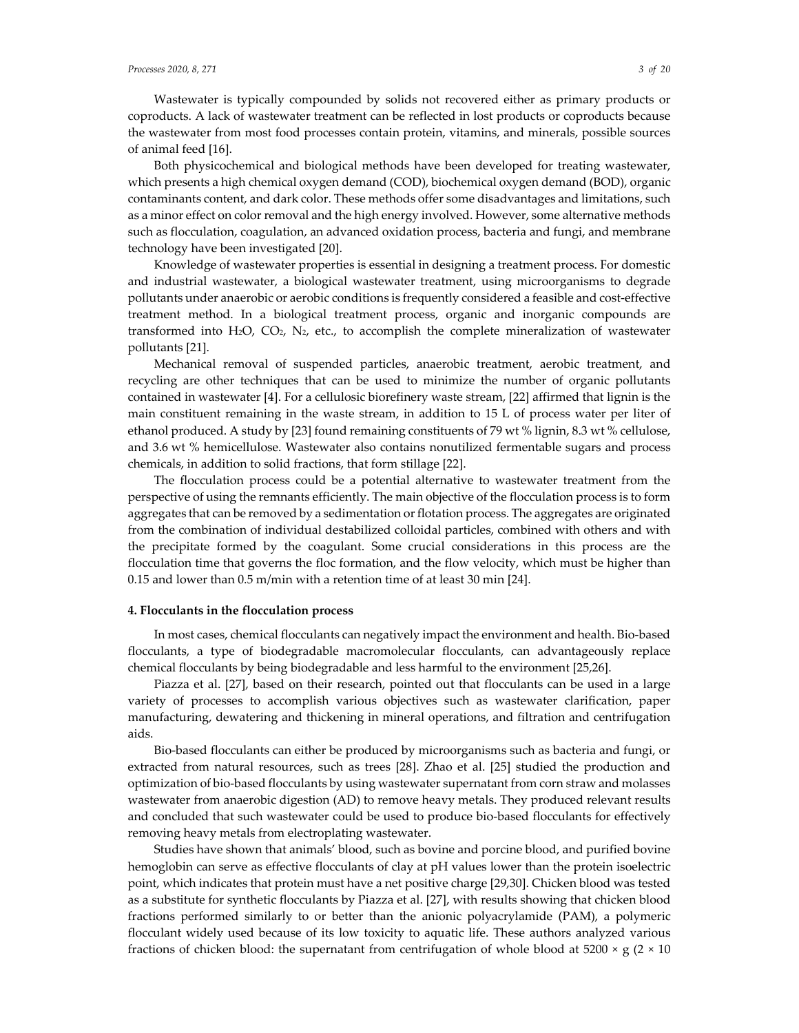Wastewater is typically compounded by solids not recovered either as primary products or coproducts. A lack of wastewater treatment can be reflected in lost products or coproducts because the wastewater from most food processes contain protein, vitamins, and minerals, possible sources of animal feed [16].

Both physicochemical and biological methods have been developed for treating wastewater, which presents a high chemical oxygen demand (COD), biochemical oxygen demand (BOD), organic contaminants content, and dark color. These methods offer some disadvantages and limitations, such as a minor effect on color removal and the high energy involved. However, some alternative methods such as flocculation, coagulation, an advanced oxidation process, bacteria and fungi, and membrane technology have been investigated [20].

Knowledge of wastewater properties is essential in designing a treatment process. For domestic and industrial wastewater, a biological wastewater treatment, using microorganisms to degrade pollutants under anaerobic or aerobic conditions is frequently considered a feasible and cost-effective treatment method. In a biological treatment process, organic and inorganic compounds are transformed into $H_2O$, $CO_2$, $N_2$, etc., to accomplish the complete mineralization of wastewater pollutants [21].

Mechanical removal of suspended particles, anaerobic treatment, aerobic treatment, and recycling are other techniques that can be used to minimize the number of organic pollutants contained in wastewater [4]. For a cellulosic biorefinery waste stream, [22] affirmed that lignin is the main constituent remaining in the waste stream, in addition to 15 L of process water per liter of ethanol produced. A study by [23] found remaining constituents of 79 wt % lignin, 8.3 wt % cellulose, and 3.6 wt % hemicellulose. Wastewater also contains nonutilized fermentable sugars and process chemicals, in addition to solid fractions, that form stillage [22].

The flocculation process could be a potential alternative to wastewater treatment from the perspective of using the remnants efficiently. The main objective of the flocculation process is to form aggregates that can be removed by a sedimentation or flotation process. The aggregates are originated from the combination of individual destabilized colloidal particles, combined with others and with the precipitate formed by the coagulant. Some crucial considerations in this process are the flocculation time that governs the floc formation, and the flow velocity, which must be higher than 0.15 and lower than 0.5 m/min with a retention time of at least 30 min [24].

## 4. Flocculants in the flocculation process

In most cases, chemical flocculants can negatively impact the environment and health. Bio-based flocculants, a type of biodegradable macromolecular flocculants, can advantageously replace chemical flocculants by being biodegradable and less harmful to the environment [25,26].

Piazza et al. [27], based on their research, pointed out that flocculants can be used in a large variety of processes to accomplish various objectives such as wastewater clarification, paper manufacturing, dewatering and thickening in mineral operations, and filtration and centrifugation aids.

Bio-based flocculants can either be produced by microorganisms such as bacteria and fungi, or extracted from natural resources, such as trees [28]. Zhao et al. [25] studied the production and optimization of bio-based flocculants by using wastewater supernatant from corn straw and molasses wastewater from anaerobic digestion (AD) to remove heavy metals. They produced relevant results and concluded that such wastewater could be used to produce bio-based flocculants for effectively removing heavy metals from electroplating wastewater.

Studies have shown that animals' blood, such as bovine and porcine blood, and purified bovine hemoglobin can serve as effective flocculants of clay at pH values lower than the protein isoelectric point, which indicates that protein must have a net positive charge [29,30]. Chicken blood was tested as a substitute for synthetic flocculants by Piazza et al. [27], with results showing that chicken blood fractions performed similarly to or better than the anionic polyacrylamide (PAM), a polymeric flocculant widely used because of its low toxicity to aquatic life. These authors analyzed various fractions of chicken blood: the supernatant from centrifugation of whole blood at $5200 \times g$ ($2 \times 10$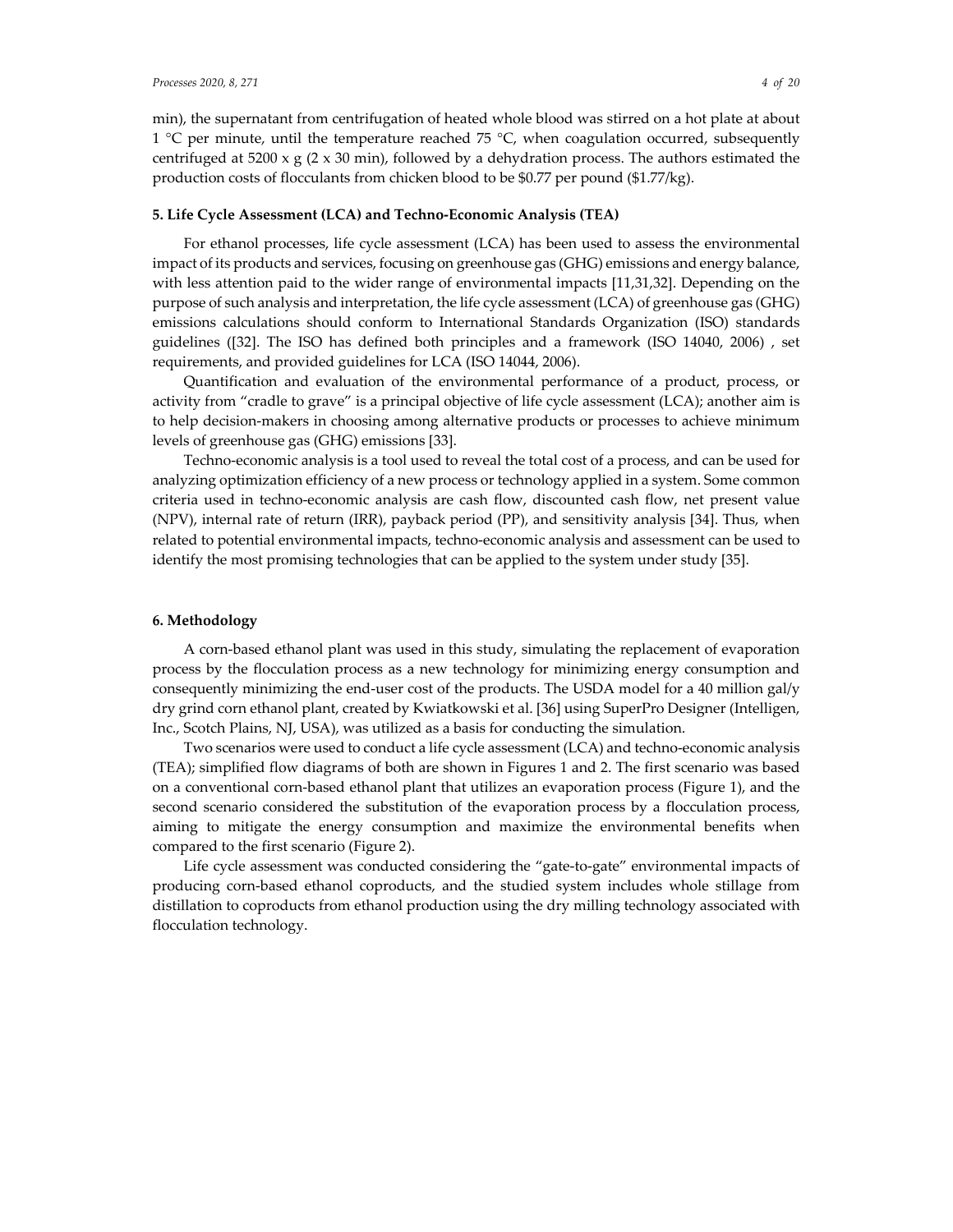min), the supernatant from centrifugation of heated whole blood was stirred on a hot plate at about 1 °C per minute, until the temperature reached 75 °C, when coagulation occurred, subsequently centrifuged at 5200 x g (2 x 30 min), followed by a dehydration process. The authors estimated the production costs of flocculants from chicken blood to be $0.77 per pound ($1.77/kg).

## 5. Life Cycle Assessment (LCA) and Techno-Economic Analysis (TEA)

For ethanol processes, life cycle assessment (LCA) has been used to assess the environmental impact of its products and services, focusing on greenhouse gas (GHG) emissions and energy balance, with less attention paid to the wider range of environmental impacts [11,31,32]. Depending on the purpose of such analysis and interpretation, the life cycle assessment (LCA) of greenhouse gas (GHG) emissions calculations should conform to International Standards Organization (ISO) standards guidelines ([32]. The ISO has defined both principles and a framework (ISO 14040, 2006) , set requirements, and provided guidelines for LCA (ISO 14044, 2006).

Quantification and evaluation of the environmental performance of a product, process, or activity from "cradle to grave" is a principal objective of life cycle assessment (LCA); another aim is to help decision-makers in choosing among alternative products or processes to achieve minimum levels of greenhouse gas (GHG) emissions [33].

Techno-economic analysis is a tool used to reveal the total cost of a process, and can be used for analyzing optimization efficiency of a new process or technology applied in a system. Some common criteria used in techno-economic analysis are cash flow, discounted cash flow, net present value (NPV), internal rate of return (IRR), payback period (PP), and sensitivity analysis [34]. Thus, when related to potential environmental impacts, techno-economic analysis and assessment can be used to identify the most promising technologies that can be applied to the system under study [35].

## 6. Methodology

A corn-based ethanol plant was used in this study, simulating the replacement of evaporation process by the flocculation process as a new technology for minimizing energy consumption and consequently minimizing the end-user cost of the products. The USDA model for a 40 million gal/y dry grind corn ethanol plant, created by Kwiatkowski et al. [36] using SuperPro Designer (Intelligen, Inc., Scotch Plains, NJ, USA), was utilized as a basis for conducting the simulation.

Two scenarios were used to conduct a life cycle assessment (LCA) and techno-economic analysis (TEA); simplified flow diagrams of both are shown in Figures 1 and 2. The first scenario was based on a conventional corn-based ethanol plant that utilizes an evaporation process (Figure 1), and the second scenario considered the substitution of the evaporation process by a flocculation process, aiming to mitigate the energy consumption and maximize the environmental benefits when compared to the first scenario (Figure 2).

Life cycle assessment was conducted considering the "gate-to-gate" environmental impacts of producing corn-based ethanol coproducts, and the studied system includes whole stillage from distillation to coproducts from ethanol production using the dry milling technology associated with flocculation technology.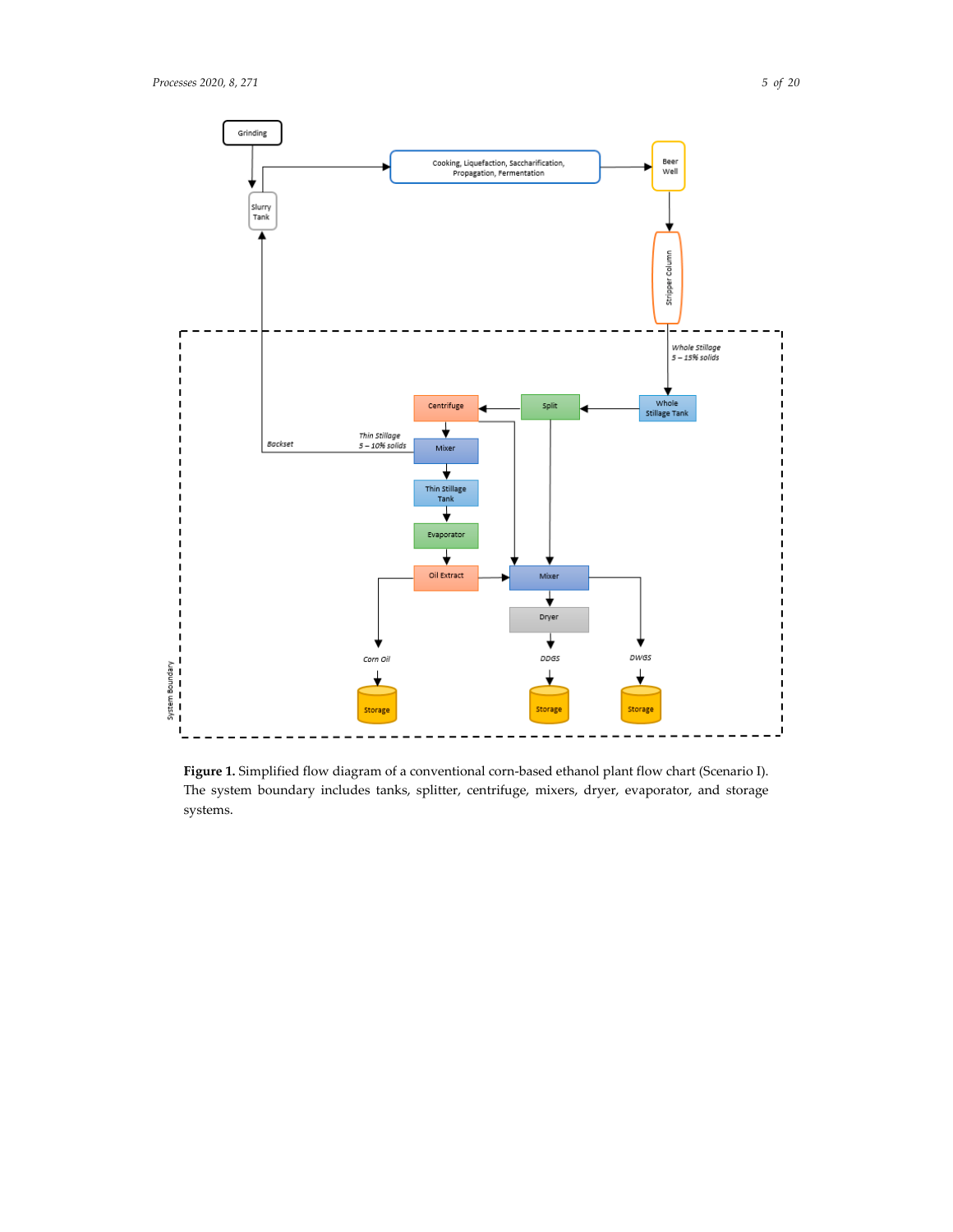Figure 1. Simplified flow diagram of a conventional corn-based ethanol plant flow chart (Scenario I). The system boundary includes tanks, splitter, centrifuge, mixers, dryer, evaporator, and storage systems.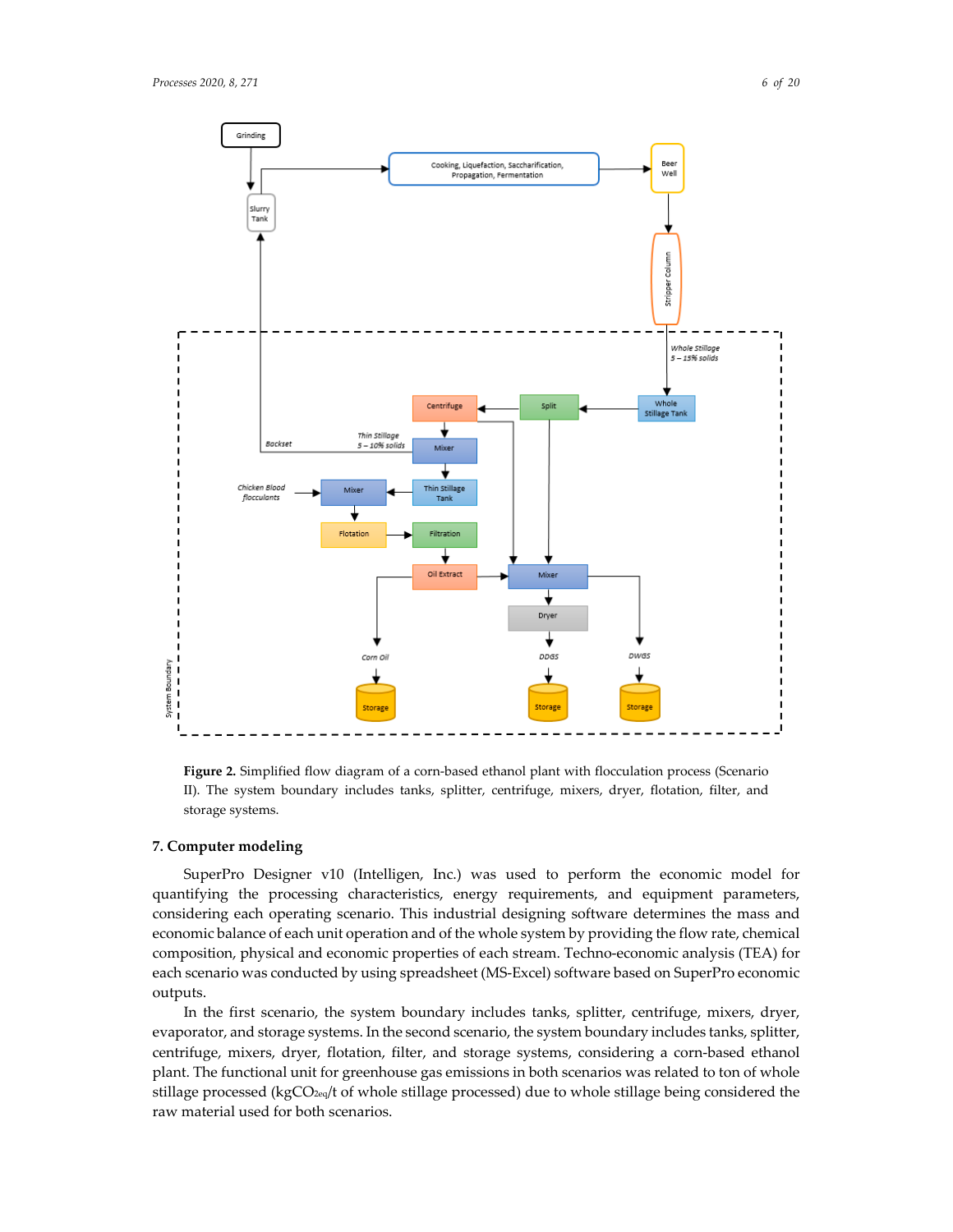**Figure 2.** Simplified flow diagram of a corn-based ethanol plant with flocculation process (Scenario II). The system boundary includes tanks, splitter, centrifuge, mixers, dryer, flotation, filter, and storage systems.

## 7. Computer modeling

SuperPro Designer v10 (Intelligen, Inc.) was used to perform the economic model for quantifying the processing characteristics, energy requirements, and equipment parameters, considering each operating scenario. This industrial designing software determines the mass and economic balance of each unit operation and of the whole system by providing the flow rate, chemical composition, physical and economic properties of each stream. Techno-economic analysis (TEA) for each scenario was conducted by using spreadsheet (MS-Excel) software based on SuperPro economic outputs.

In the first scenario, the system boundary includes tanks, splitter, centrifuge, mixers, dryer, evaporator, and storage systems. In the second scenario, the system boundary includes tanks, splitter, centrifuge, mixers, dryer, flotation, filter, and storage systems, considering a corn-based ethanol plant. The functional unit for greenhouse gas emissions in both scenarios was related to ton of whole stillage processed (kg$CO_{2eq}$/t of whole stillage processed) due to whole stillage being considered the raw material used for both scenarios.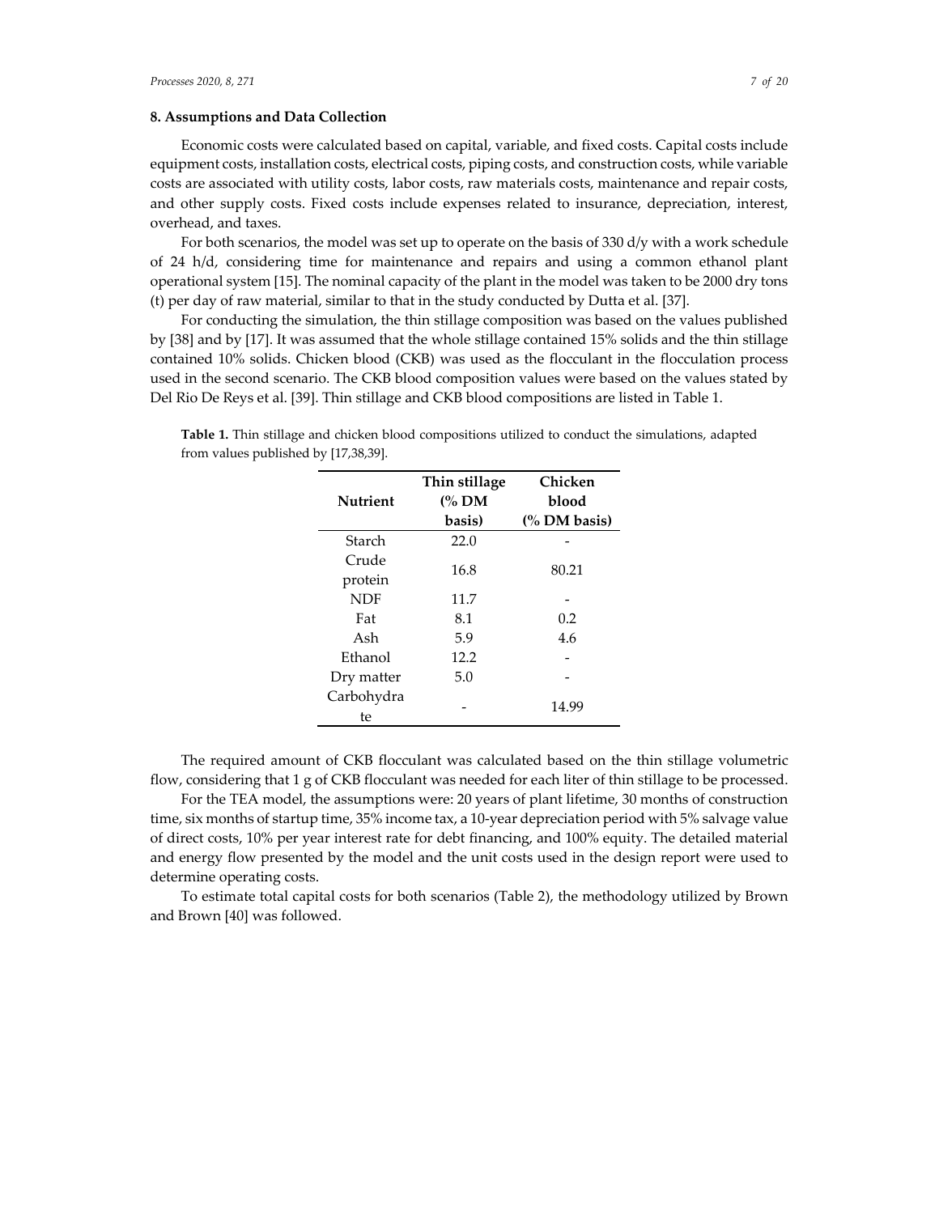## 8. Assumptions and Data Collection

Economic costs were calculated based on capital, variable, and fixed costs. Capital costs include equipment costs, installation costs, electrical costs, piping costs, and construction costs, while variable costs are associated with utility costs, labor costs, raw materials costs, maintenance and repair costs, and other supply costs. Fixed costs include expenses related to insurance, depreciation, interest, overhead, and taxes.

For both scenarios, the model was set up to operate on the basis of 330 d/y with a work schedule of 24 h/d, considering time for maintenance and repairs and using a common ethanol plant operational system [15]. The nominal capacity of the plant in the model was taken to be 2000 dry tons (t) per day of raw material, similar to that in the study conducted by Dutta et al. [37].

For conducting the simulation, the thin stillage composition was based on the values published by [38] and by [17]. It was assumed that the whole stillage contained 15% solids and the thin stillage contained 10% solids. Chicken blood (CKB) was used as the flocculant in the flocculation process used in the second scenario. The CKB blood composition values were based on the values stated by Del Rio De Reys et al. [39]. Thin stillage and CKB blood compositions are listed in Table 1.

**Table 1.** Thin stillage and chicken blood compositions utilized to conduct the simulations, adapted from values published by [17,38,39].

| Nutrient | Thin stillage (% DM basis) | Chicken blood (% DM basis) |
|---|---|---|
| Starch | 22.0 | - |
| Crude protein | 16.8 | 80.21 |
| NDF | 11.7 | - |
| Fat | 8.1 | 0.2 |
| Ash | 5.9 | 4.6 |
| Ethanol | 12.2 | - |
| Dry matter | 5.0 | - |
| Carbohydrate | - | 14.99 |

The required amount of CKB flocculant was calculated based on the thin stillage volumetric flow, considering that 1 g of CKB flocculant was needed for each liter of thin stillage to be processed.

For the TEA model, the assumptions were: 20 years of plant lifetime, 30 months of construction time, six months of startup time, 35% income tax, a 10-year depreciation period with 5% salvage value of direct costs, 10% per year interest rate for debt financing, and 100% equity. The detailed material and energy flow presented by the model and the unit costs used in the design report were used to determine operating costs.

To estimate total capital costs for both scenarios (Table 2), the methodology utilized by Brown and Brown [40] was followed.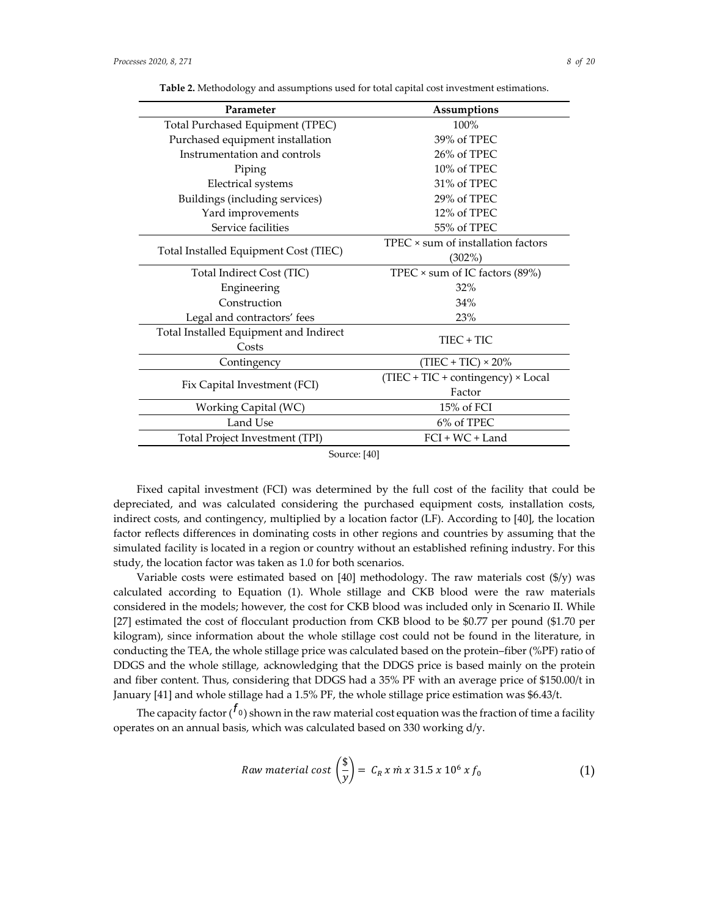**Table 2.** Methodology and assumptions used for total capital cost investment estimations.

| Parameter | Assumptions |
|---|---|
| Total Purchased Equipment (TPEC) | 100% |
| Purchased equipment installation | 39% of TPEC |
| Instrumentation and controls | 26% of TPEC |
| Piping | 10% of TPEC |
| Electrical systems | 31% of TPEC |
| Buildings (including services) | 29% of TPEC |
| Yard improvements | 12% of TPEC |
| Service facilities | 55% of TPEC |
| Total Installed Equipment Cost (TIEC) | TPEC × sum of installation factors (302%) |
| Total Indirect Cost (TIC) | TPEC × sum of IC factors (89%) |
| Engineering | 32% |
| Construction | 34% |
| Legal and contractors' fees | 23% |
| Total Installed Equipment and Indirect Costs | TIEC + TIC |
| Contingency | (TIEC + TIC) × 20% |
| Fix Capital Investment (FCI) | (TIEC + TIC + contingency) × Local Factor |
| Working Capital (WC) | 15% of FCI |
| Land Use | 6% of TPEC |
| Total Project Investment (TPI) | FCI + WC + Land |

Source: [40]

Fixed capital investment (FCI) was determined by the full cost of the facility that could be depreciated, and was calculated considering the purchased equipment costs, installation costs, indirect costs, and contingency, multiplied by a location factor (LF). According to [40], the location factor reflects differences in dominating costs in other regions and countries by assuming that the simulated facility is located in a region or country without an established refining industry. For this study, the location factor was taken as 1.0 for both scenarios.

Variable costs were estimated based on [40] methodology. The raw materials cost ($/y) was calculated according to Equation (1). Whole stillage and CKB blood were the raw materials considered in the models; however, the cost for CKB blood was included only in Scenario II. While [27] estimated the cost of flocculant production from CKB blood to be $0.77 per pound ($1.70 per kilogram), since information about the whole stillage cost could not be found in the literature, in conducting the TEA, the whole stillage price was calculated based on the protein–fiber (%PF) ratio of DDGS and the whole stillage, acknowledging that the DDGS price is based mainly on the protein and fiber content. Thus, considering that DDGS had a 35% PF with an average price of $150.00/t in January [41] and whole stillage had a 1.5% PF, the whole stillage price estimation was $6.43/t.

The capacity factor ($f_0$) shown in the raw material cost equation was the fraction of time a facility operates on an annual basis, which was calculated based on 330 working d/y.

$$Raw\ material\ cost\ \left(\frac{\$}{y}\right) = C_R\ x\ \dot{m}\ x\ 31.5\ x\ 10^6\ x\ f_0 \tag{1}$$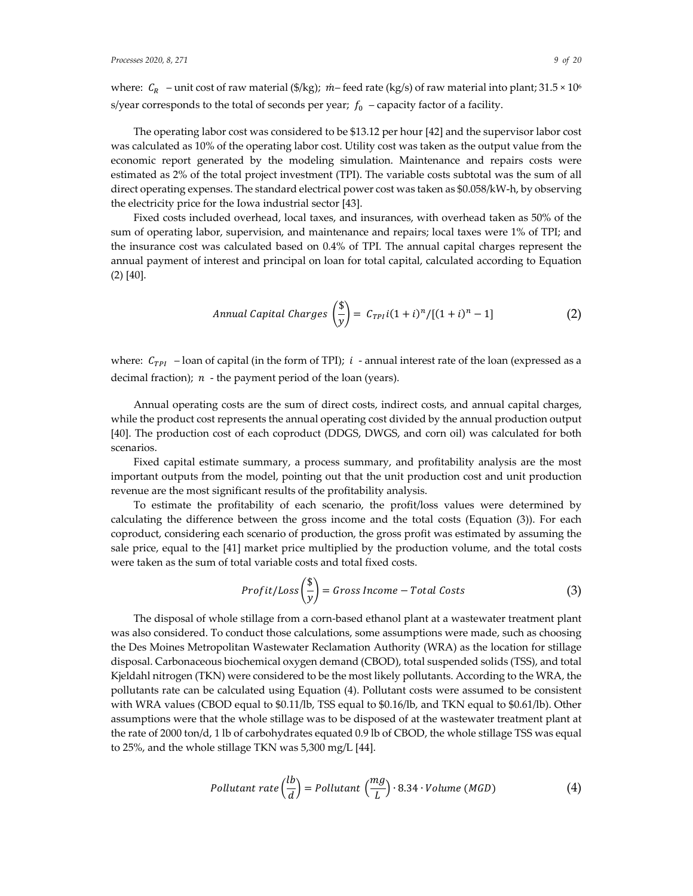where: $C_R$ – unit cost of raw material ($/kg); $\dot{m}$– feed rate (kg/s) of raw material into plant; $31.5 \times 10^6$ s/year corresponds to the total of seconds per year; $f_0$ – capacity factor of a facility.

The operating labor cost was considered to be $13.12 per hour [42] and the supervisor labor cost was calculated as 10% of the operating labor cost. Utility cost was taken as the output value from the economic report generated by the modeling simulation. Maintenance and repairs costs were estimated as 2% of the total project investment (TPI). The variable costs subtotal was the sum of all direct operating expenses. The standard electrical power cost was taken as $0.058/kW-h, by observing the electricity price for the Iowa industrial sector [43].

Fixed costs included overhead, local taxes, and insurances, with overhead taken as 50% of the sum of operating labor, supervision, and maintenance and repairs; local taxes were 1% of TPI; and the insurance cost was calculated based on 0.4% of TPI. The annual capital charges represent the annual payment of interest and principal on loan for total capital, calculated according to Equation (2) [40].

$$Annual\ Capital\ Charges \left(\frac{\$}{y}\right) = C_{TPI}\, i(1+i)^n/[(1+i)^n - 1] \tag{2}$$

where: $C_{TPI}$ – loan of capital (in the form of TPI); $i$ - annual interest rate of the loan (expressed as a decimal fraction); $n$ - the payment period of the loan (years).

Annual operating costs are the sum of direct costs, indirect costs, and annual capital charges, while the product cost represents the annual operating cost divided by the annual production output [40]. The production cost of each coproduct (DDGS, DWGS, and corn oil) was calculated for both scenarios.

Fixed capital estimate summary, a process summary, and profitability analysis are the most important outputs from the model, pointing out that the unit production cost and unit production revenue are the most significant results of the profitability analysis.

To estimate the profitability of each scenario, the profit/loss values were determined by calculating the difference between the gross income and the total costs (Equation (3)). For each coproduct, considering each scenario of production, the gross profit was estimated by assuming the sale price, equal to the [41] market price multiplied by the production volume, and the total costs were taken as the sum of total variable costs and total fixed costs.

$$Profit/Loss \left(\frac{\$}{y}\right) = Gross\ Income - Total\ Costs \tag{3}$$

The disposal of whole stillage from a corn-based ethanol plant at a wastewater treatment plant was also considered. To conduct those calculations, some assumptions were made, such as choosing the Des Moines Metropolitan Wastewater Reclamation Authority (WRA) as the location for stillage disposal. Carbonaceous biochemical oxygen demand (CBOD), total suspended solids (TSS), and total Kjeldahl nitrogen (TKN) were considered to be the most likely pollutants. According to the WRA, the pollutants rate can be calculated using Equation (4). Pollutant costs were assumed to be consistent with WRA values (CBOD equal to $0.11/lb, TSS equal to $0.16/lb, and TKN equal to $0.61/lb). Other assumptions were that the whole stillage was to be disposed of at the wastewater treatment plant at the rate of 2000 ton/d, 1 lb of carbohydrates equated 0.9 lb of CBOD, the whole stillage TSS was equal to 25%, and the whole stillage TKN was 5,300 mg/L [44].

$$Pollutant\ rate \left(\frac{lb}{d}\right) = Pollutant\ \left(\frac{mg}{L}\right) \cdot 8.34 \cdot Volume\ (MGD) \tag{4}$$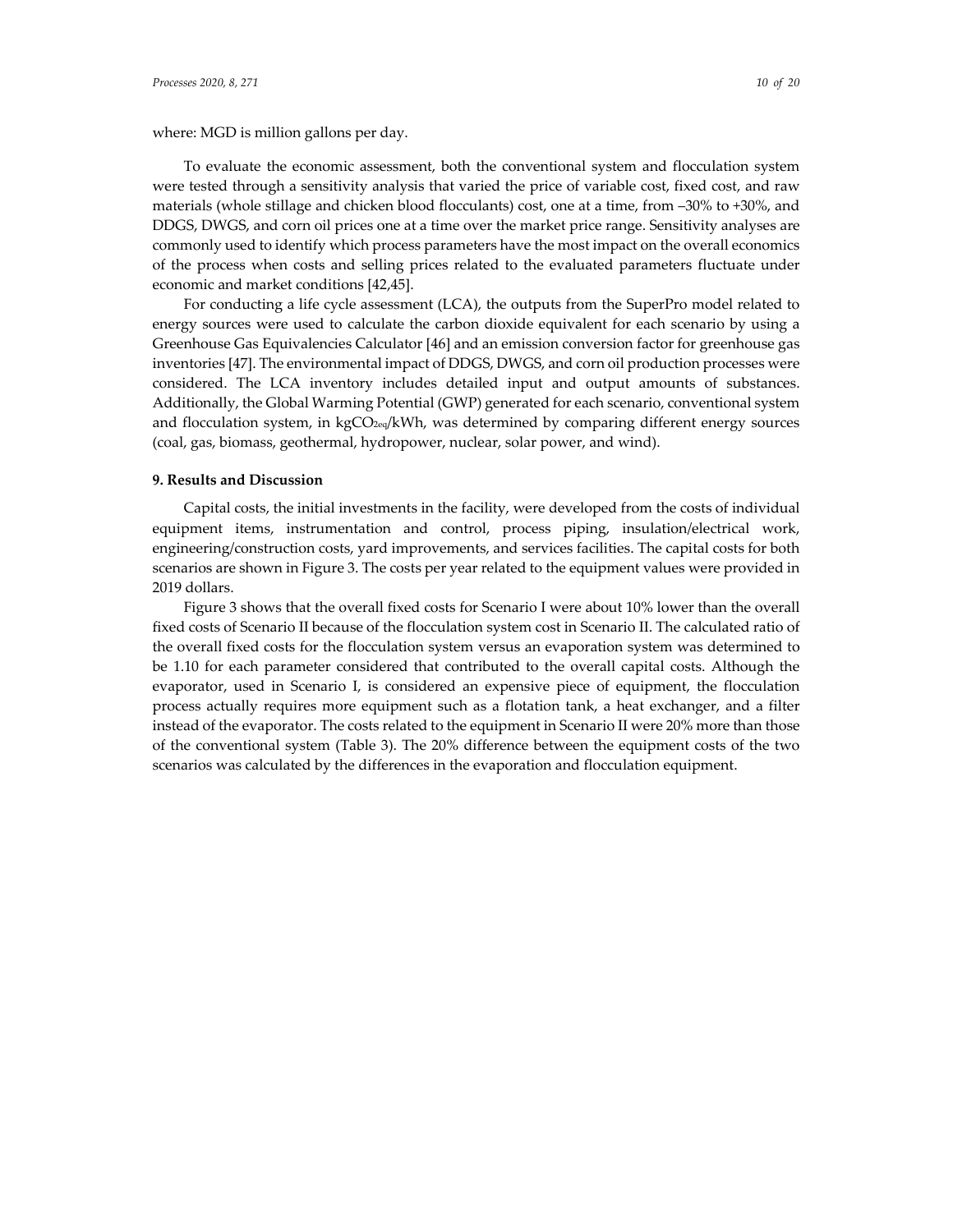where: MGD is million gallons per day.

To evaluate the economic assessment, both the conventional system and flocculation system were tested through a sensitivity analysis that varied the price of variable cost, fixed cost, and raw materials (whole stillage and chicken blood flocculants) cost, one at a time, from –30% to +30%, and DDGS, DWGS, and corn oil prices one at a time over the market price range. Sensitivity analyses are commonly used to identify which process parameters have the most impact on the overall economics of the process when costs and selling prices related to the evaluated parameters fluctuate under economic and market conditions [42,45].

For conducting a life cycle assessment (LCA), the outputs from the SuperPro model related to energy sources were used to calculate the carbon dioxide equivalent for each scenario by using a Greenhouse Gas Equivalencies Calculator [46] and an emission conversion factor for greenhouse gas inventories [47]. The environmental impact of DDGS, DWGS, and corn oil production processes were considered. The LCA inventory includes detailed input and output amounts of substances. Additionally, the Global Warming Potential (GWP) generated for each scenario, conventional system and flocculation system, in $kgCO_{2eq}/kWh$, was determined by comparing different energy sources (coal, gas, biomass, geothermal, hydropower, nuclear, solar power, and wind).

## 9. Results and Discussion

Capital costs, the initial investments in the facility, were developed from the costs of individual equipment items, instrumentation and control, process piping, insulation/electrical work, engineering/construction costs, yard improvements, and services facilities. The capital costs for both scenarios are shown in Figure 3. The costs per year related to the equipment values were provided in 2019 dollars.

Figure 3 shows that the overall fixed costs for Scenario I were about 10% lower than the overall fixed costs of Scenario II because of the flocculation system cost in Scenario II. The calculated ratio of the overall fixed costs for the flocculation system versus an evaporation system was determined to be 1.10 for each parameter considered that contributed to the overall capital costs. Although the evaporator, used in Scenario I, is considered an expensive piece of equipment, the flocculation process actually requires more equipment such as a flotation tank, a heat exchanger, and a filter instead of the evaporator. The costs related to the equipment in Scenario II were 20% more than those of the conventional system (Table 3). The 20% difference between the equipment costs of the two scenarios was calculated by the differences in the evaporation and flocculation equipment.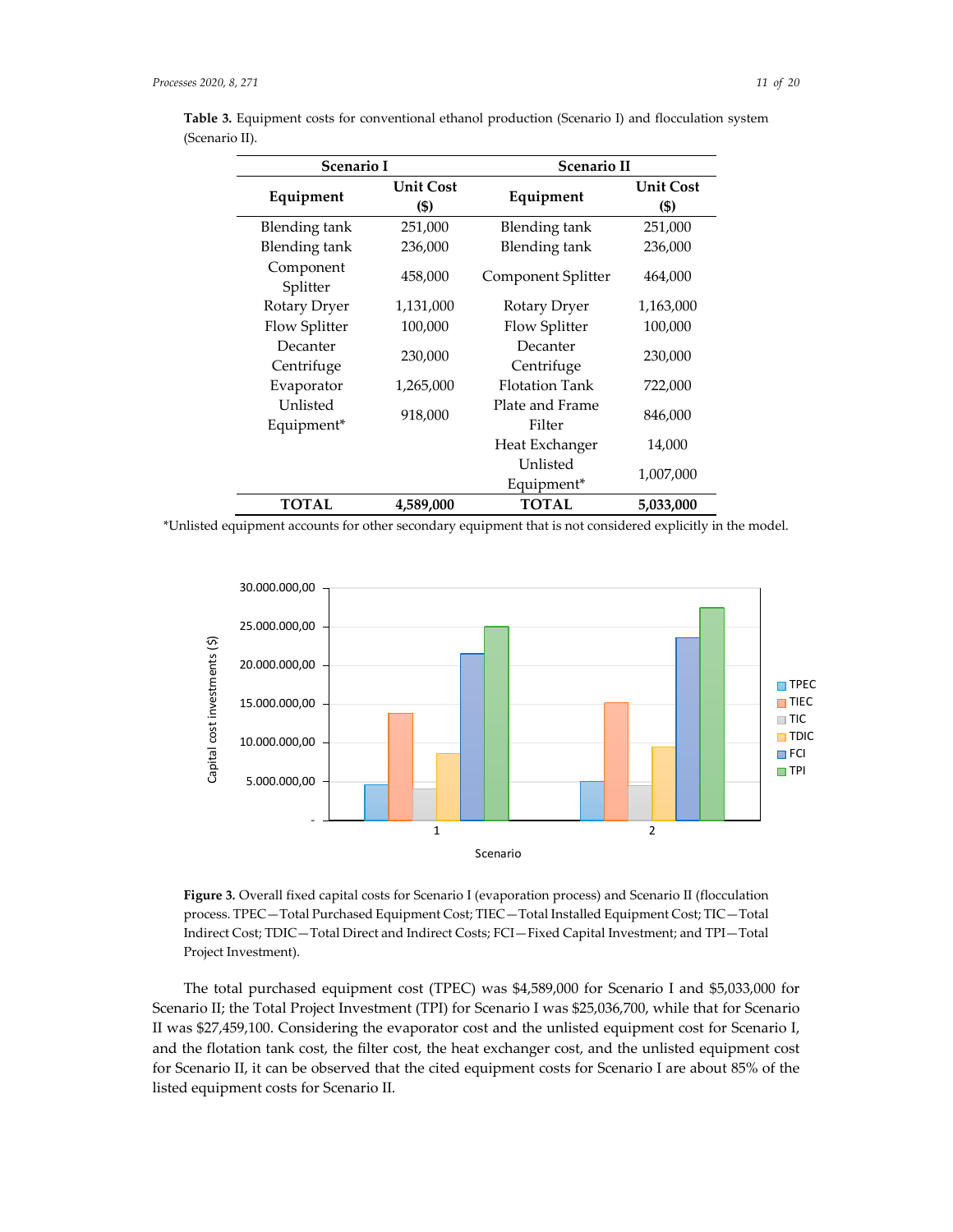**Table 3.** Equipment costs for conventional ethanol production (Scenario I) and flocculation system (Scenario II).

| Scenario I | | Scenario II | |
|---|---|---|---|
| **Equipment** | **Unit Cost ($)** | **Equipment** | **Unit Cost ($)** |
| Blending tank | 251,000 | Blending tank | 251,000 |
| Blending tank | 236,000 | Blending tank | 236,000 |
| Component Splitter | 458,000 | Component Splitter | 464,000 |
| Rotary Dryer | 1,131,000 | Rotary Dryer | 1,163,000 |
| Flow Splitter | 100,000 | Flow Splitter | 100,000 |
| Decanter Centrifuge | 230,000 | Decanter Centrifuge | 230,000 |
| Evaporator | 1,265,000 | Flotation Tank | 722,000 |
| Unlisted Equipment* | 918,000 | Plate and Frame Filter | 846,000 |
| | | Heat Exchanger | 14,000 |
| | | Unlisted Equipment* | 1,007,000 |
| **TOTAL** | **4,589,000** | **TOTAL** | **5,033,000** |

*Unlisted equipment accounts for other secondary equipment that is not considered explicitly in the model.

**Figure 3.** Overall fixed capital costs for Scenario I (evaporation process) and Scenario II (flocculation process. TPEC—Total Purchased Equipment Cost; TIEC—Total Installed Equipment Cost; TIC—Total Indirect Cost; TDIC—Total Direct and Indirect Costs; FCI—Fixed Capital Investment; and TPI—Total Project Investment).

The total purchased equipment cost (TPEC) was $4,589,000 for Scenario I and $5,033,000 for Scenario II; the Total Project Investment (TPI) for Scenario I was $25,036,700, while that for Scenario II was $27,459,100. Considering the evaporator cost and the unlisted equipment cost for Scenario I, and the flotation tank cost, the filter cost, the heat exchanger cost, and the unlisted equipment cost for Scenario II, it can be observed that the cited equipment costs for Scenario I are about 85% of the listed equipment costs for Scenario II.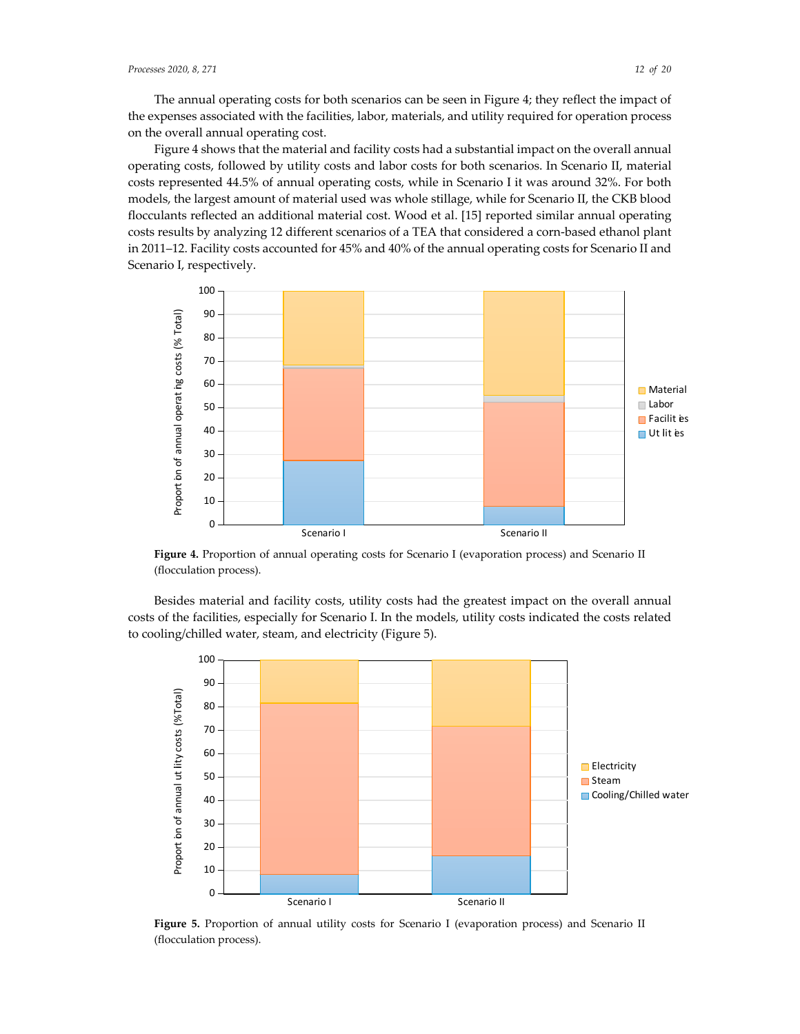The annual operating costs for both scenarios can be seen in Figure 4; they reflect the impact of the expenses associated with the facilities, labor, materials, and utility required for operation process on the overall annual operating cost.

Figure 4 shows that the material and facility costs had a substantial impact on the overall annual operating costs, followed by utility costs and labor costs for both scenarios. In Scenario II, material costs represented 44.5% of annual operating costs, while in Scenario I it was around 32%. For both models, the largest amount of material used was whole stillage, while for Scenario II, the CKB blood flocculants reflected an additional material cost. Wood et al. [15] reported similar annual operating costs results by analyzing 12 different scenarios of a TEA that considered a corn-based ethanol plant in 2011–12. Facility costs accounted for 45% and 40% of the annual operating costs for Scenario II and Scenario I, respectively.

**Figure 4.** Proportion of annual operating costs for Scenario I (evaporation process) and Scenario II (flocculation process).

Besides material and facility costs, utility costs had the greatest impact on the overall annual costs of the facilities, especially for Scenario I. In the models, utility costs indicated the costs related to cooling/chilled water, steam, and electricity (Figure 5).

**Figure 5.** Proportion of annual utility costs for Scenario I (evaporation process) and Scenario II (flocculation process).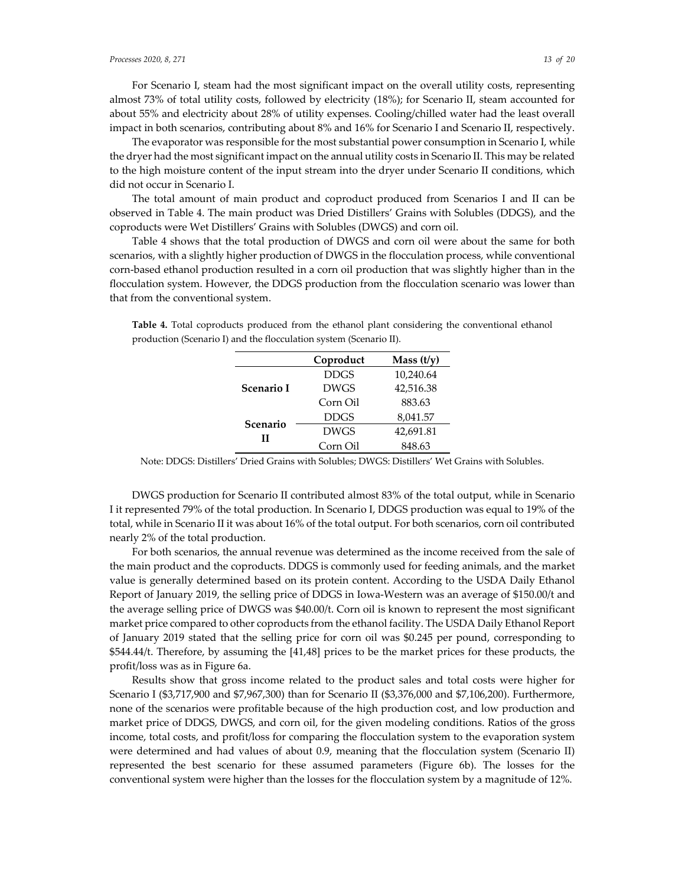For Scenario I, steam had the most significant impact on the overall utility costs, representing almost 73% of total utility costs, followed by electricity (18%); for Scenario II, steam accounted for about 55% and electricity about 28% of utility expenses. Cooling/chilled water had the least overall impact in both scenarios, contributing about 8% and 16% for Scenario I and Scenario II, respectively.

The evaporator was responsible for the most substantial power consumption in Scenario I, while the dryer had the most significant impact on the annual utility costs in Scenario II. This may be related to the high moisture content of the input stream into the dryer under Scenario II conditions, which did not occur in Scenario I.

The total amount of main product and coproduct produced from Scenarios I and II can be observed in Table 4. The main product was Dried Distillers' Grains with Solubles (DDGS), and the coproducts were Wet Distillers' Grains with Solubles (DWGS) and corn oil.

Table 4 shows that the total production of DWGS and corn oil were about the same for both scenarios, with a slightly higher production of DWGS in the flocculation process, while conventional corn-based ethanol production resulted in a corn oil production that was slightly higher than in the flocculation system. However, the DDGS production from the flocculation scenario was lower than that from the conventional system.

**Table 4.** Total coproducts produced from the ethanol plant considering the conventional ethanol production (Scenario I) and the flocculation system (Scenario II).

| | Coproduct | Mass (t/y) |
|---|---|---|
| **Scenario I** | DDGS | 10,240.64 |
| | DWGS | 42,516.38 |
| | Corn Oil | 883.63 |
| **Scenario II** | DDGS | 8,041.57 |
| | DWGS | 42,691.81 |
| | Corn Oil | 848.63 |

Note: DDGS: Distillers' Dried Grains with Solubles; DWGS: Distillers' Wet Grains with Solubles.

DWGS production for Scenario II contributed almost 83% of the total output, while in Scenario I it represented 79% of the total production. In Scenario I, DDGS production was equal to 19% of the total, while in Scenario II it was about 16% of the total output. For both scenarios, corn oil contributed nearly 2% of the total production.

For both scenarios, the annual revenue was determined as the income received from the sale of the main product and the coproducts. DDGS is commonly used for feeding animals, and the market value is generally determined based on its protein content. According to the USDA Daily Ethanol Report of January 2019, the selling price of DDGS in Iowa-Western was an average of $150.00/t and the average selling price of DWGS was $40.00/t. Corn oil is known to represent the most significant market price compared to other coproducts from the ethanol facility. The USDA Daily Ethanol Report of January 2019 stated that the selling price for corn oil was $0.245 per pound, corresponding to $544.44/t. Therefore, by assuming the [41,48] prices to be the market prices for these products, the profit/loss was as in Figure 6a.

Results show that gross income related to the product sales and total costs were higher for Scenario I ($3,717,900 and $7,967,300) than for Scenario II ($3,376,000 and $7,106,200). Furthermore, none of the scenarios were profitable because of the high production cost, and low production and market price of DDGS, DWGS, and corn oil, for the given modeling conditions. Ratios of the gross income, total costs, and profit/loss for comparing the flocculation system to the evaporation system were determined and had values of about 0.9, meaning that the flocculation system (Scenario II) represented the best scenario for these assumed parameters (Figure 6b). The losses for the conventional system were higher than the losses for the flocculation system by a magnitude of 12%.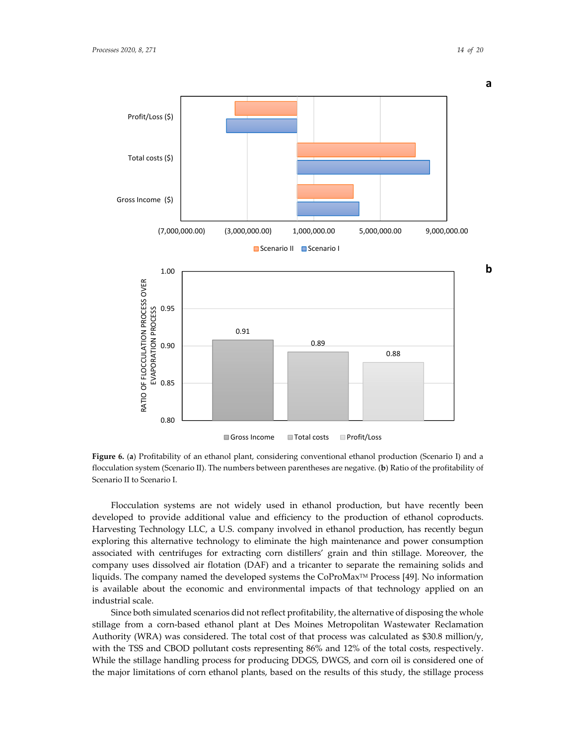Figure 6. (a) Profitability of an ethanol plant, considering conventional ethanol production (Scenario I) and a flocculation system (Scenario II). The numbers between parentheses are negative. (b) Ratio of the profitability of Scenario II to Scenario I.

Flocculation systems are not widely used in ethanol production, but have recently been developed to provide additional value and efficiency to the production of ethanol coproducts. Harvesting Technology LLC, a U.S. company involved in ethanol production, has recently begun exploring this alternative technology to eliminate the high maintenance and power consumption associated with centrifuges for extracting corn distillers' grain and thin stillage. Moreover, the company uses dissolved air flotation (DAF) and a tricanter to separate the remaining solids and liquids. The company named the developed systems the CoProMax™ Process [49]. No information is available about the economic and environmental impacts of that technology applied on an industrial scale.

Since both simulated scenarios did not reflect profitability, the alternative of disposing the whole stillage from a corn-based ethanol plant at Des Moines Metropolitan Wastewater Reclamation Authority (WRA) was considered. The total cost of that process was calculated as $30.8 million/y, with the TSS and CBOD pollutant costs representing 86% and 12% of the total costs, respectively. While the stillage handling process for producing DDGS, DWGS, and corn oil is considered one of the major limitations of corn ethanol plants, based on the results of this study, the stillage process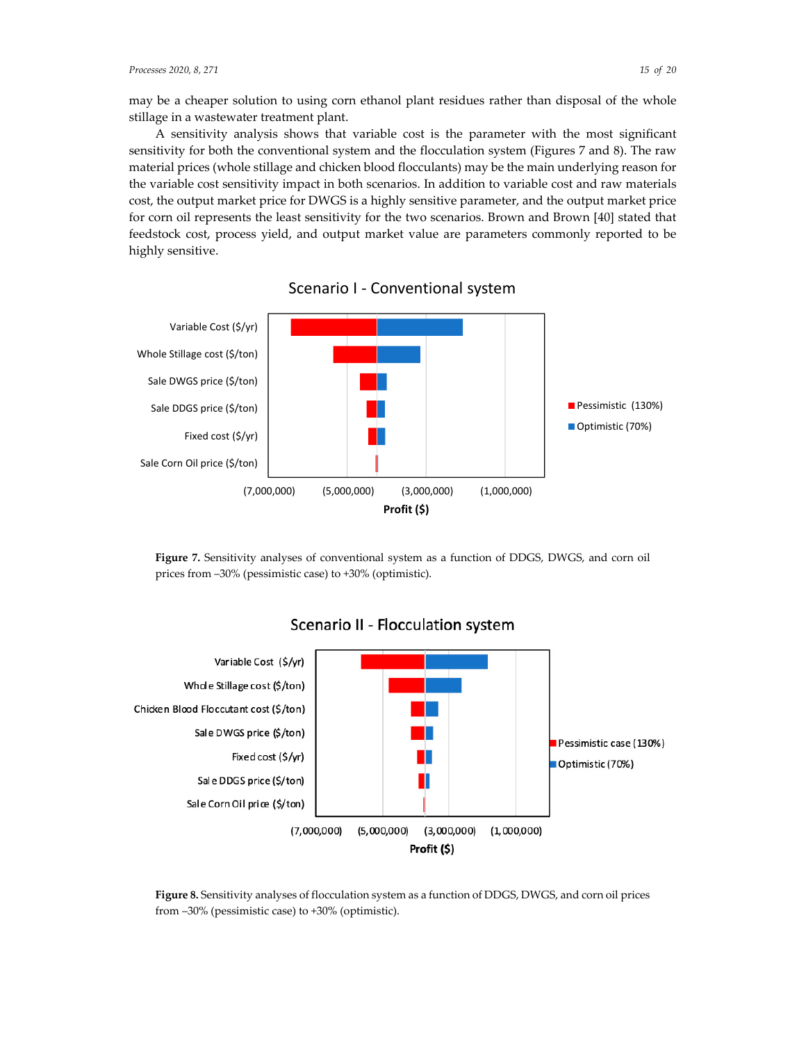may be a cheaper solution to using corn ethanol plant residues rather than disposal of the whole stillage in a wastewater treatment plant.

A sensitivity analysis shows that variable cost is the parameter with the most significant sensitivity for both the conventional system and the flocculation system (Figures 7 and 8). The raw material prices (whole stillage and chicken blood flocculants) may be the main underlying reason for the variable cost sensitivity impact in both scenarios. In addition to variable cost and raw materials cost, the output market price for DWGS is a highly sensitive parameter, and the output market price for corn oil represents the least sensitivity for the two scenarios. Brown and Brown [40] stated that feedstock cost, process yield, and output market value are parameters commonly reported to be highly sensitive.

**Figure 7.** Sensitivity analyses of conventional system as a function of DDGS, DWGS, and corn oil prices from −30% (pessimistic case) to +30% (optimistic).

**Figure 8.** Sensitivity analyses of flocculation system as a function of DDGS, DWGS, and corn oil prices from −30% (pessimistic case) to +30% (optimistic).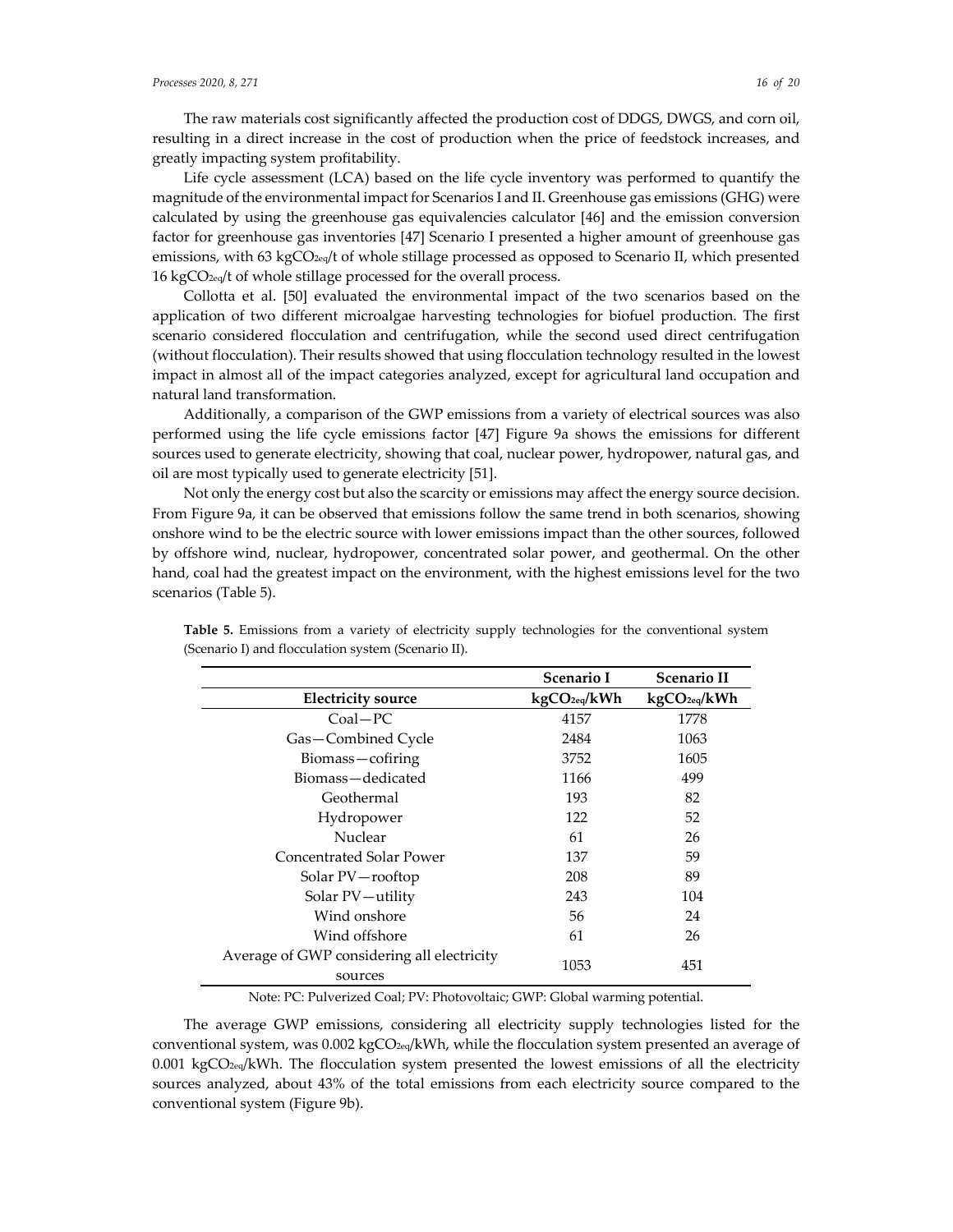The raw materials cost significantly affected the production cost of DDGS, DWGS, and corn oil, resulting in a direct increase in the cost of production when the price of feedstock increases, and greatly impacting system profitability.

Life cycle assessment (LCA) based on the life cycle inventory was performed to quantify the magnitude of the environmental impact for Scenarios I and II. Greenhouse gas emissions (GHG) were calculated by using the greenhouse gas equivalencies calculator [46] and the emission conversion factor for greenhouse gas inventories [47] Scenario I presented a higher amount of greenhouse gas emissions, with 63 $kgCO_{2eq}$/t of whole stillage processed as opposed to Scenario II, which presented 16 $kgCO_{2eq}$/t of whole stillage processed for the overall process.

Collotta et al. [50] evaluated the environmental impact of the two scenarios based on the application of two different microalgae harvesting technologies for biofuel production. The first scenario considered flocculation and centrifugation, while the second used direct centrifugation (without flocculation). Their results showed that using flocculation technology resulted in the lowest impact in almost all of the impact categories analyzed, except for agricultural land occupation and natural land transformation.

Additionally, a comparison of the GWP emissions from a variety of electrical sources was also performed using the life cycle emissions factor [47] Figure 9a shows the emissions for different sources used to generate electricity, showing that coal, nuclear power, hydropower, natural gas, and oil are most typically used to generate electricity [51].

Not only the energy cost but also the scarcity or emissions may affect the energy source decision. From Figure 9a, it can be observed that emissions follow the same trend in both scenarios, showing onshore wind to be the electric source with lower emissions impact than the other sources, followed by offshore wind, nuclear, hydropower, concentrated solar power, and geothermal. On the other hand, coal had the greatest impact on the environment, with the highest emissions level for the two scenarios (Table 5).

**Table 5.** Emissions from a variety of electricity supply technologies for the conventional system (Scenario I) and flocculation system (Scenario II).

| | **Scenario I** | **Scenario II** |
|---|---|---|
| **Electricity source** | **$kgCO_{2eq}$/kWh** | **$kgCO_{2eq}$/kWh** |
| Coal—PC | 4157 | 1778 |
| Gas—Combined Cycle | 2484 | 1063 |
| Biomass—cofiring | 3752 | 1605 |
| Biomass—dedicated | 1166 | 499 |
| Geothermal | 193 | 82 |
| Hydropower | 122 | 52 |
| Nuclear | 61 | 26 |
| Concentrated Solar Power | 137 | 59 |
| Solar PV—rooftop | 208 | 89 |
| Solar PV—utility | 243 | 104 |
| Wind onshore | 56 | 24 |
| Wind offshore | 61 | 26 |
| Average of GWP considering all electricity sources | 1053 | 451 |

Note: PC: Pulverized Coal; PV: Photovoltaic; GWP: Global warming potential.

The average GWP emissions, considering all electricity supply technologies listed for the conventional system, was 0.002 $kgCO_{2eq}$/kWh, while the flocculation system presented an average of 0.001 $kgCO_{2eq}$/kWh. The flocculation system presented the lowest emissions of all the electricity sources analyzed, about 43% of the total emissions from each electricity source compared to the conventional system (Figure 9b).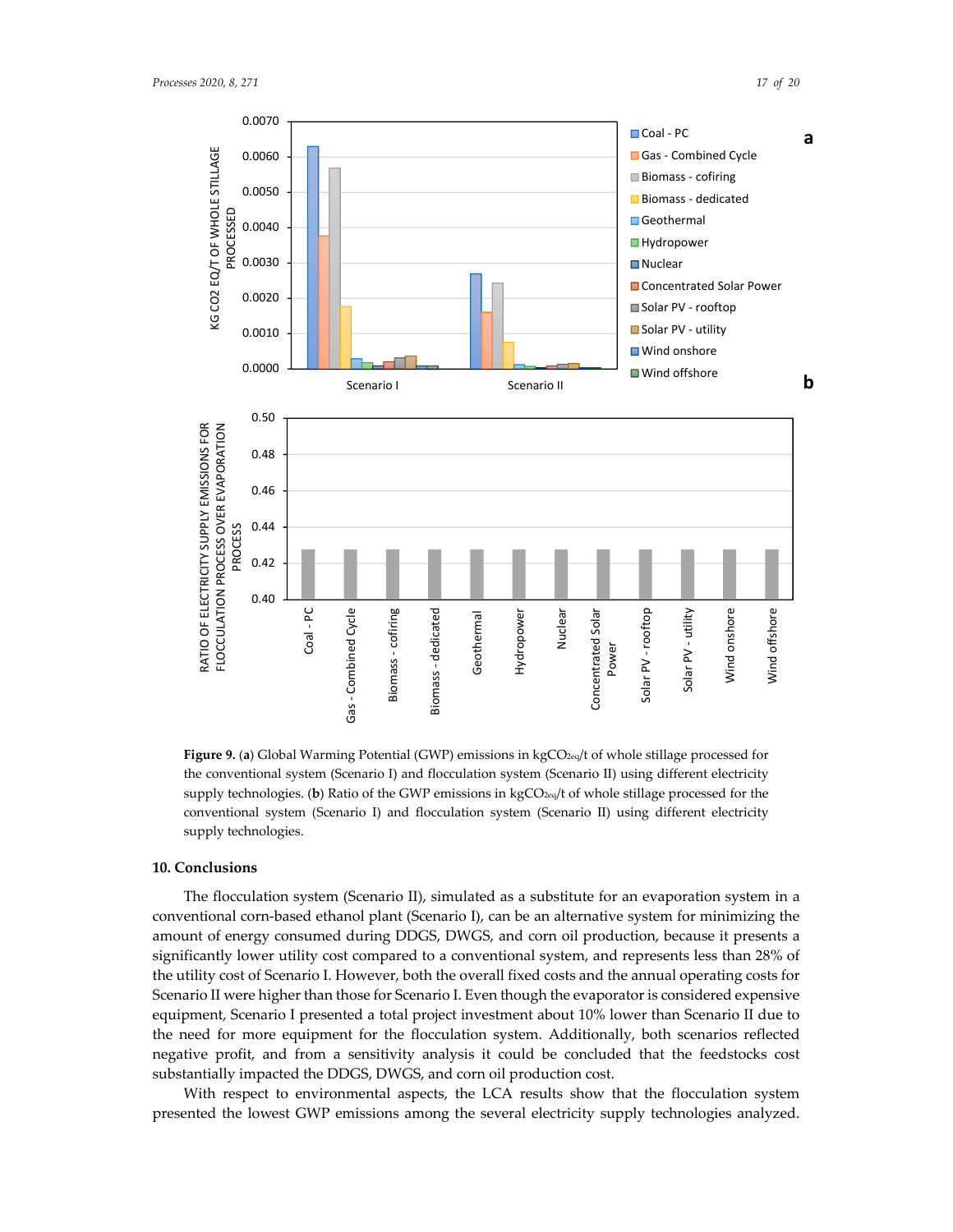**Figure 9.** (**a**) Global Warming Potential (GWP) emissions in $kgCO_{2eq}/t$ of whole stillage processed for the conventional system (Scenario I) and flocculation system (Scenario II) using different electricity supply technologies. (**b**) Ratio of the GWP emissions in $kgCO_{2eq}/t$ of whole stillage processed for the conventional system (Scenario I) and flocculation system (Scenario II) using different electricity supply technologies.

## 10. Conclusions

The flocculation system (Scenario II), simulated as a substitute for an evaporation system in a conventional corn-based ethanol plant (Scenario I), can be an alternative system for minimizing the amount of energy consumed during DDGS, DWGS, and corn oil production, because it presents a significantly lower utility cost compared to a conventional system, and represents less than 28% of the utility cost of Scenario I. However, both the overall fixed costs and the annual operating costs for Scenario II were higher than those for Scenario I. Even though the evaporator is considered expensive equipment, Scenario I presented a total project investment about 10% lower than Scenario II due to the need for more equipment for the flocculation system. Additionally, both scenarios reflected negative profit, and from a sensitivity analysis it could be concluded that the feedstocks cost substantially impacted the DDGS, DWGS, and corn oil production cost.

With respect to environmental aspects, the LCA results show that the flocculation system presented the lowest GWP emissions among the several electricity supply technologies analyzed.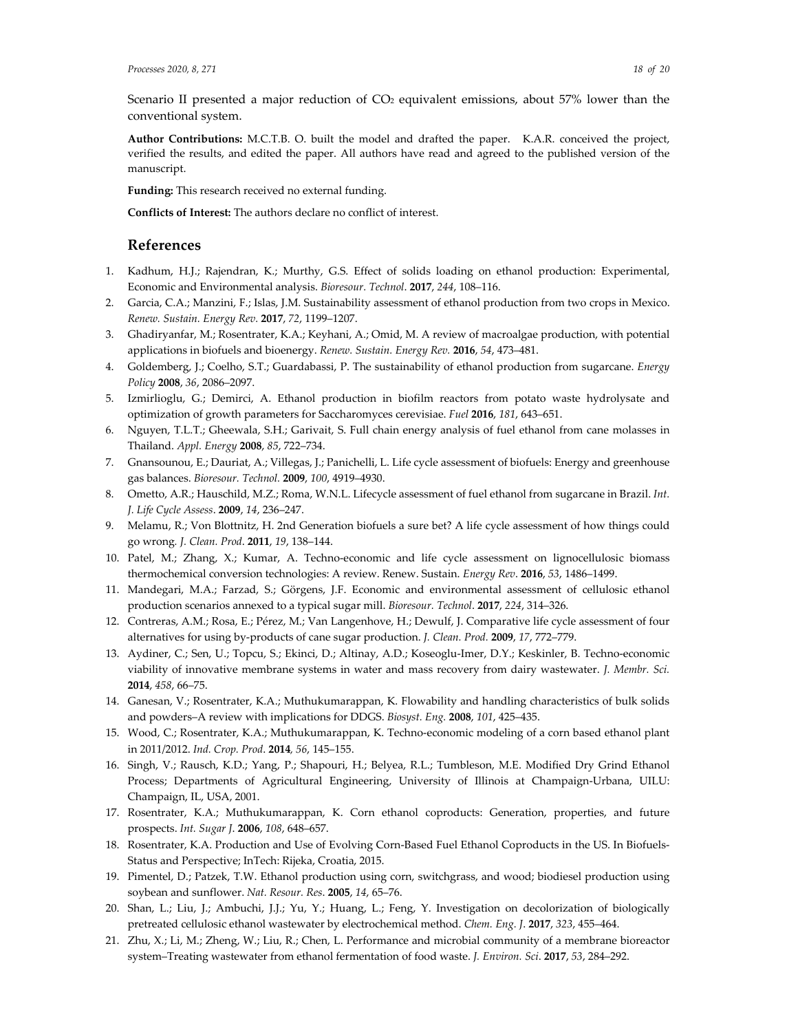Scenario II presented a major reduction of $CO_2$ equivalent emissions, about 57% lower than the conventional system.

**Author Contributions:** M.C.T.B. O. built the model and drafted the paper. K.A.R. conceived the project, verified the results, and edited the paper. All authors have read and agreed to the published version of the manuscript.

**Funding:** This research received no external funding.

**Conflicts of Interest:** The authors declare no conflict of interest.

## References

1. Kadhum, H.J.; Rajendran, K.; Murthy, G.S. Effect of solids loading on ethanol production: Experimental, Economic and Environmental analysis. *Bioresour. Technol*. **2017**, *244*, 108–116.
2. Garcia, C.A.; Manzini, F.; Islas, J.M. Sustainability assessment of ethanol production from two crops in Mexico. *Renew. Sustain. Energy Rev.* **2017**, *72*, 1199–1207.
3. Ghadiryanfar, M.; Rosentrater, K.A.; Keyhani, A.; Omid, M. A review of macroalgae production, with potential applications in biofuels and bioenergy. *Renew. Sustain. Energy Rev.* **2016**, *54*, 473–481.
4. Goldemberg, J.; Coelho, S.T.; Guardabassi, P. The sustainability of ethanol production from sugarcane. *Energy Policy* **2008**, *36*, 2086–2097.
5. Izmirlioglu, G.; Demirci, A. Ethanol production in biofilm reactors from potato waste hydrolysate and optimization of growth parameters for Saccharomyces cerevisiae. *Fuel* **2016**, *181*, 643–651.
6. Nguyen, T.L.T.; Gheewala, S.H.; Garivait, S. Full chain energy analysis of fuel ethanol from cane molasses in Thailand. *Appl. Energy* **2008**, *85*, 722–734.
7. Gnansounou, E.; Dauriat, A.; Villegas, J.; Panichelli, L. Life cycle assessment of biofuels: Energy and greenhouse gas balances. *Bioresour. Technol.* **2009**, *100*, 4919–4930.
8. Ometto, A.R.; Hauschild, M.Z.; Roma, W.N.L. Lifecycle assessment of fuel ethanol from sugarcane in Brazil. *Int. J. Life Cycle Assess*. **2009**, *14*, 236–247.
9. Melamu, R.; Von Blottnitz, H. 2nd Generation biofuels a sure bet? A life cycle assessment of how things could go wrong. *J. Clean. Prod*. **2011**, *19*, 138–144.
10. Patel, M.; Zhang, X.; Kumar, A. Techno-economic and life cycle assessment on lignocellulosic biomass thermochemical conversion technologies: A review. Renew. Sustain. *Energy Rev*. **2016**, *53*, 1486–1499.
11. Mandegari, M.A.; Farzad, S.; Görgens, J.F. Economic and environmental assessment of cellulosic ethanol production scenarios annexed to a typical sugar mill. *Bioresour. Technol*. **2017**, *224*, 314–326.
12. Contreras, A.M.; Rosa, E.; Pérez, M.; Van Langenhove, H.; Dewulf, J. Comparative life cycle assessment of four alternatives for using by-products of cane sugar production. *J. Clean. Prod.* **2009**, *17*, 772–779.
13. Aydiner, C.; Sen, U.; Topcu, S.; Ekinci, D.; Altinay, A.D.; Koseoglu-Imer, D.Y.; Keskinler, B. Techno-economic viability of innovative membrane systems in water and mass recovery from dairy wastewater. *J. Membr. Sci.* **2014**, *458*, 66–75.
14. Ganesan, V.; Rosentrater, K.A.; Muthukumarappan, K. Flowability and handling characteristics of bulk solids and powders–A review with implications for DDGS. *Biosyst. Eng.* **2008**, *101*, 425–435.
15. Wood, C.; Rosentrater, K.A.; Muthukumarappan, K. Techno-economic modeling of a corn based ethanol plant in 2011/2012. *Ind. Crop. Prod*. **2014**, *56*, 145–155.
16. Singh, V.; Rausch, K.D.; Yang, P.; Shapouri, H.; Belyea, R.L.; Tumbleson, M.E. Modified Dry Grind Ethanol Process; Departments of Agricultural Engineering, University of Illinois at Champaign-Urbana, UILU: Champaign, IL, USA, 2001.
17. Rosentrater, K.A.; Muthukumarappan, K. Corn ethanol coproducts: Generation, properties, and future prospects. *Int. Sugar J*. **2006**, *108*, 648–657.
18. Rosentrater, K.A. Production and Use of Evolving Corn-Based Fuel Ethanol Coproducts in the US. In Biofuels-Status and Perspective; InTech: Rijeka, Croatia, 2015.
19. Pimentel, D.; Patzek, T.W. Ethanol production using corn, switchgrass, and wood; biodiesel production using soybean and sunflower. *Nat. Resour. Res*. **2005**, *14*, 65–76.
20. Shan, L.; Liu, J.; Ambuchi, J.J.; Yu, Y.; Huang, L.; Feng, Y. Investigation on decolorization of biologically pretreated cellulosic ethanol wastewater by electrochemical method. *Chem. Eng. J*. **2017**, *323*, 455–464.
21. Zhu, X.; Li, M.; Zheng, W.; Liu, R.; Chen, L. Performance and microbial community of a membrane bioreactor system–Treating wastewater from ethanol fermentation of food waste. *J. Environ. Sci*. **2017**, *53*, 284–292.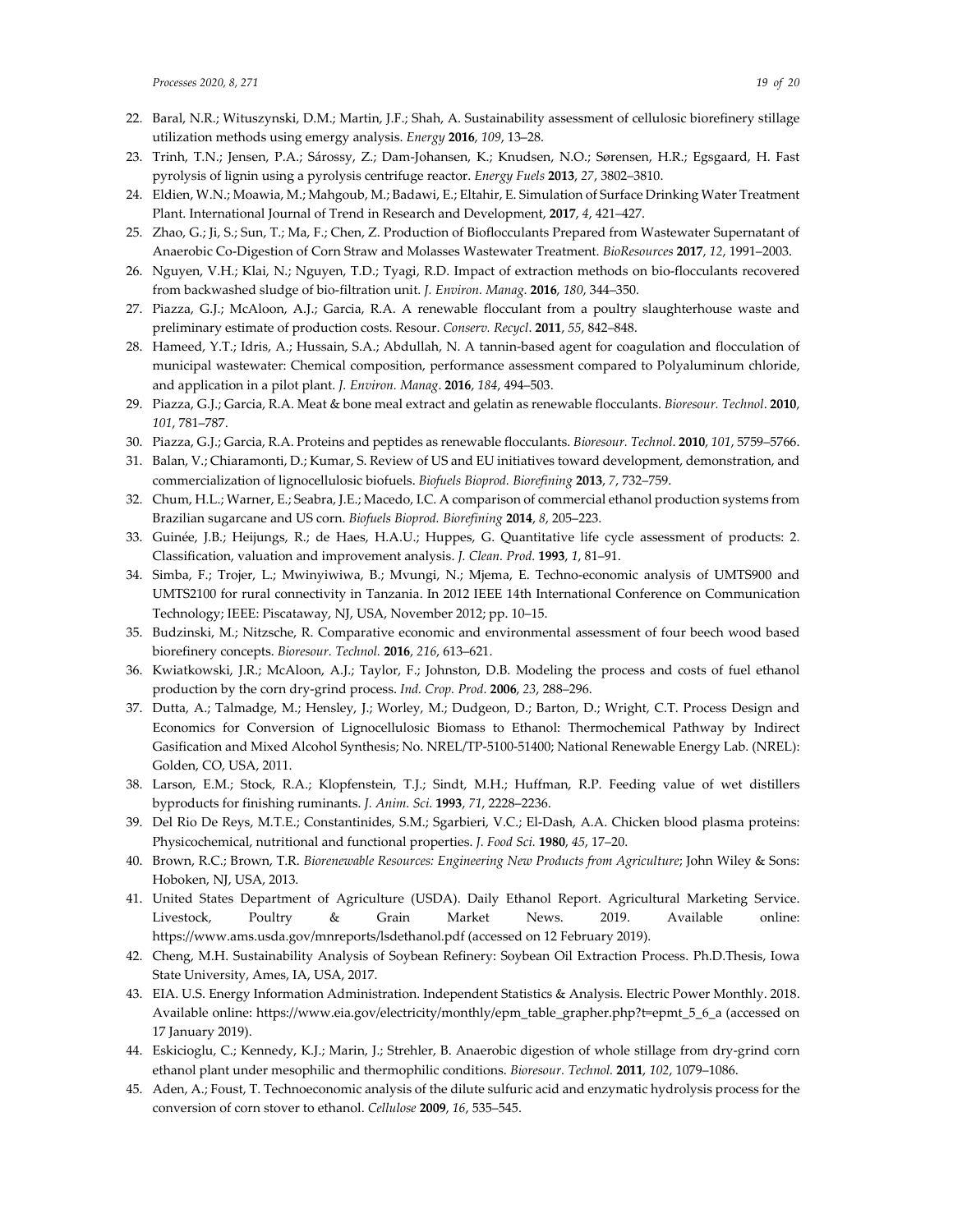22. Baral, N.R.; Wituszynski, D.M.; Martin, J.F.; Shah, A. Sustainability assessment of cellulosic biorefinery stillage utilization methods using emergy analysis. *Energy* **2016**, *109*, 13–28.
23. Trinh, T.N.; Jensen, P.A.; Sárossy, Z.; Dam-Johansen, K.; Knudsen, N.O.; Sørensen, H.R.; Egsgaard, H. Fast pyrolysis of lignin using a pyrolysis centrifuge reactor. *Energy Fuels* **2013**, *27*, 3802–3810.
24. Eldien, W.N.; Moawia, M.; Mahgoub, M.; Badawi, E.; Eltahir, E. Simulation of Surface Drinking Water Treatment Plant. International Journal of Trend in Research and Development, **2017**, *4*, 421–427.
25. Zhao, G.; Ji, S.; Sun, T.; Ma, F.; Chen, Z. Production of Bioflocculants Prepared from Wastewater Supernatant of Anaerobic Co-Digestion of Corn Straw and Molasses Wastewater Treatment. *BioResources* **2017**, *12*, 1991–2003.
26. Nguyen, V.H.; Klai, N.; Nguyen, T.D.; Tyagi, R.D. Impact of extraction methods on bio-flocculants recovered from backwashed sludge of bio-filtration unit. *J. Environ. Manag.* **2016**, *180*, 344–350.
27. Piazza, G.J.; McAloon, A.J.; Garcia, R.A. A renewable flocculant from a poultry slaughterhouse waste and preliminary estimate of production costs. Resour. *Conserv. Recycl*. **2011**, *55*, 842–848.
28. Hameed, Y.T.; Idris, A.; Hussain, S.A.; Abdullah, N. A tannin-based agent for coagulation and flocculation of municipal wastewater: Chemical composition, performance assessment compared to Polyaluminum chloride, and application in a pilot plant. *J. Environ. Manag*. **2016**, *184*, 494–503.
29. Piazza, G.J.; Garcia, R.A. Meat & bone meal extract and gelatin as renewable flocculants. *Bioresour. Technol*. **2010**, *101*, 781–787.
30. Piazza, G.J.; Garcia, R.A. Proteins and peptides as renewable flocculants. *Bioresour. Technol*. **2010**, *101*, 5759–5766.
31. Balan, V.; Chiaramonti, D.; Kumar, S. Review of US and EU initiatives toward development, demonstration, and commercialization of lignocellulosic biofuels. *Biofuels Bioprod. Biorefining* **2013**, *7*, 732–759.
32. Chum, H.L.; Warner, E.; Seabra, J.E.; Macedo, I.C. A comparison of commercial ethanol production systems from Brazilian sugarcane and US corn. *Biofuels Bioprod. Biorefining* **2014**, *8*, 205–223.
33. Guinée, J.B.; Heijungs, R.; de Haes, H.A.U.; Huppes, G. Quantitative life cycle assessment of products: 2. Classification, valuation and improvement analysis. *J. Clean. Prod*. **1993**, *1*, 81–91.
34. Simba, F.; Trojer, L.; Mwinyiwiwa, B.; Mvungi, N.; Mjema, E. Techno-economic analysis of UMTS900 and UMTS2100 for rural connectivity in Tanzania. In 2012 IEEE 14th International Conference on Communication Technology; IEEE: Piscataway, NJ, USA, November 2012; pp. 10–15.
35. Budzinski, M.; Nitzsche, R. Comparative economic and environmental assessment of four beech wood based biorefinery concepts. *Bioresour. Technol.* **2016**, *216*, 613–621.
36. Kwiatkowski, J.R.; McAloon, A.J.; Taylor, F.; Johnston, D.B. Modeling the process and costs of fuel ethanol production by the corn dry-grind process. *Ind. Crop. Prod*. **2006**, *23*, 288–296.
37. Dutta, A.; Talmadge, M.; Hensley, J.; Worley, M.; Dudgeon, D.; Barton, D.; Wright, C.T. Process Design and Economics for Conversion of Lignocellulosic Biomass to Ethanol: Thermochemical Pathway by Indirect Gasification and Mixed Alcohol Synthesis; No. NREL/TP-5100-51400; National Renewable Energy Lab. (NREL): Golden, CO, USA, 2011.
38. Larson, E.M.; Stock, R.A.; Klopfenstein, T.J.; Sindt, M.H.; Huffman, R.P. Feeding value of wet distillers byproducts for finishing ruminants. *J. Anim. Sci*. **1993**, *71*, 2228–2236.
39. Del Rio De Reys, M.T.E.; Constantinides, S.M.; Sgarbieri, V.C.; El-Dash, A.A. Chicken blood plasma proteins: Physicochemical, nutritional and functional properties. *J. Food Sci.* **1980**, *45*, 17–20.
40. Brown, R.C.; Brown, T.R. *Biorenewable Resources: Engineering New Products from Agriculture*; John Wiley & Sons: Hoboken, NJ, USA, 2013.
41. United States Department of Agriculture (USDA). Daily Ethanol Report. Agricultural Marketing Service. Livestock, Poultry & Grain Market News. 2019. Available online: https://www.ams.usda.gov/mnreports/lsdethanol.pdf (accessed on 12 February 2019).
42. Cheng, M.H. Sustainability Analysis of Soybean Refinery: Soybean Oil Extraction Process. Ph.D.Thesis, Iowa State University, Ames, IA, USA, 2017.
43. EIA. U.S. Energy Information Administration. Independent Statistics & Analysis. Electric Power Monthly. 2018. Available online: https://www.eia.gov/electricity/monthly/epm_table_grapher.php?t=epmt_5_6_a (accessed on 17 January 2019).
44. Eskicioglu, C.; Kennedy, K.J.; Marin, J.; Strehler, B. Anaerobic digestion of whole stillage from dry-grind corn ethanol plant under mesophilic and thermophilic conditions. *Bioresour. Technol.* **2011**, *102*, 1079–1086.
45. Aden, A.; Foust, T. Technoeconomic analysis of the dilute sulfuric acid and enzymatic hydrolysis process for the conversion of corn stover to ethanol. *Cellulose* **2009**, *16*, 535–545.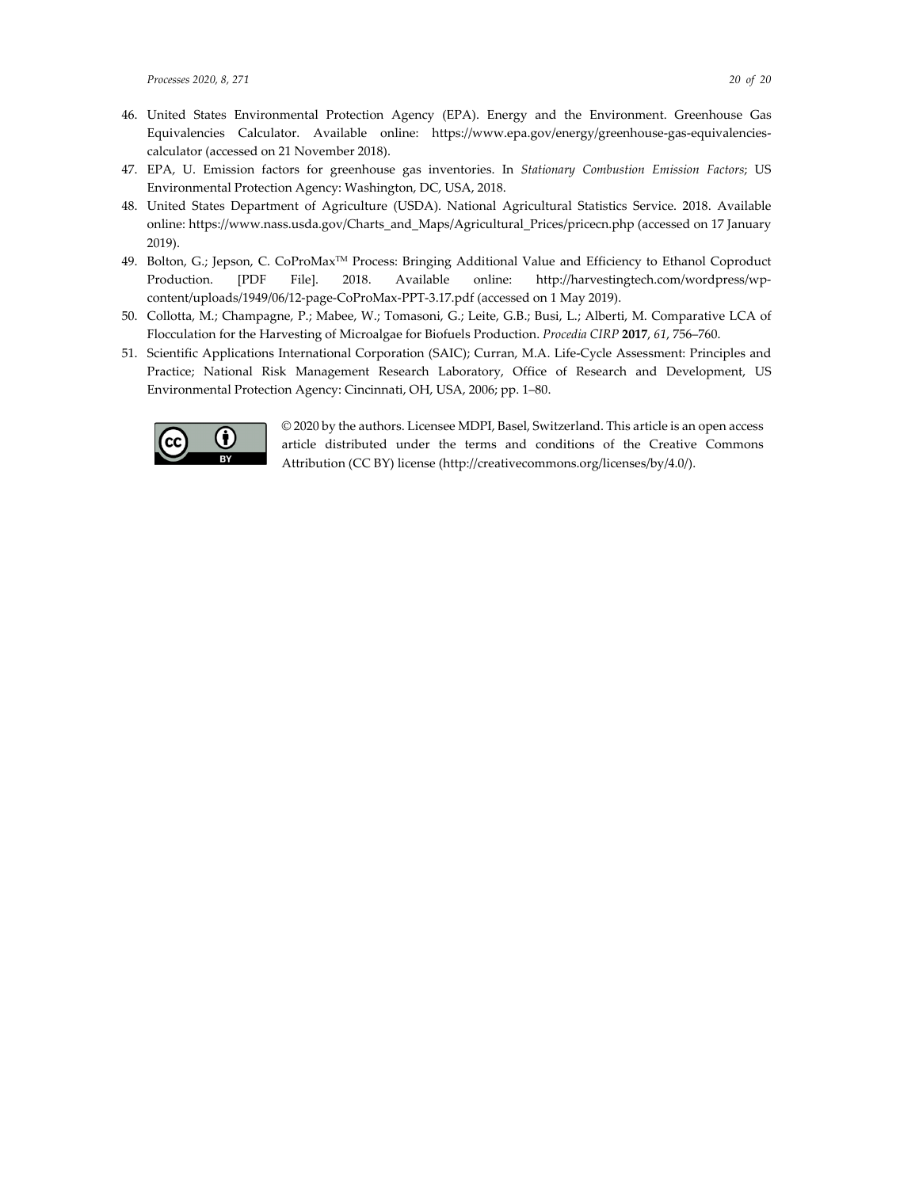46. United States Environmental Protection Agency (EPA). Energy and the Environment. Greenhouse Gas Equivalencies Calculator. Available online: https://www.epa.gov/energy/greenhouse-gas-equivalencies-calculator (accessed on 21 November 2018).
47. EPA, U. Emission factors for greenhouse gas inventories. In *Stationary Combustion Emission Factors*; US Environmental Protection Agency: Washington, DC, USA, 2018.
48. United States Department of Agriculture (USDA). National Agricultural Statistics Service. 2018. Available online: https://www.nass.usda.gov/Charts_and_Maps/Agricultural_Prices/pricecn.php (accessed on 17 January 2019).
49. Bolton, G.; Jepson, C. CoProMax™ Process: Bringing Additional Value and Efficiency to Ethanol Coproduct Production. [PDF File]. 2018. Available online: http://harvestingtech.com/wordpress/wp-content/uploads/1949/06/12-page-CoProMax-PPT-3.17.pdf (accessed on 1 May 2019).
50. Collotta, M.; Champagne, P.; Mabee, W.; Tomasoni, G.; Leite, G.B.; Busi, L.; Alberti, M. Comparative LCA of Flocculation for the Harvesting of Microalgae for Biofuels Production. *Procedia CIRP* **2017**, *61*, 756–760.
51. Scientific Applications International Corporation (SAIC); Curran, M.A. Life-Cycle Assessment: Principles and Practice; National Risk Management Research Laboratory, Office of Research and Development, US Environmental Protection Agency: Cincinnati, OH, USA, 2006; pp. 1–80.

© 2020 by the authors. Licensee MDPI, Basel, Switzerland. This article is an open access article distributed under the terms and conditions of the Creative Commons Attribution (CC BY) license (http://creativecommons.org/licenses/by/4.0/).